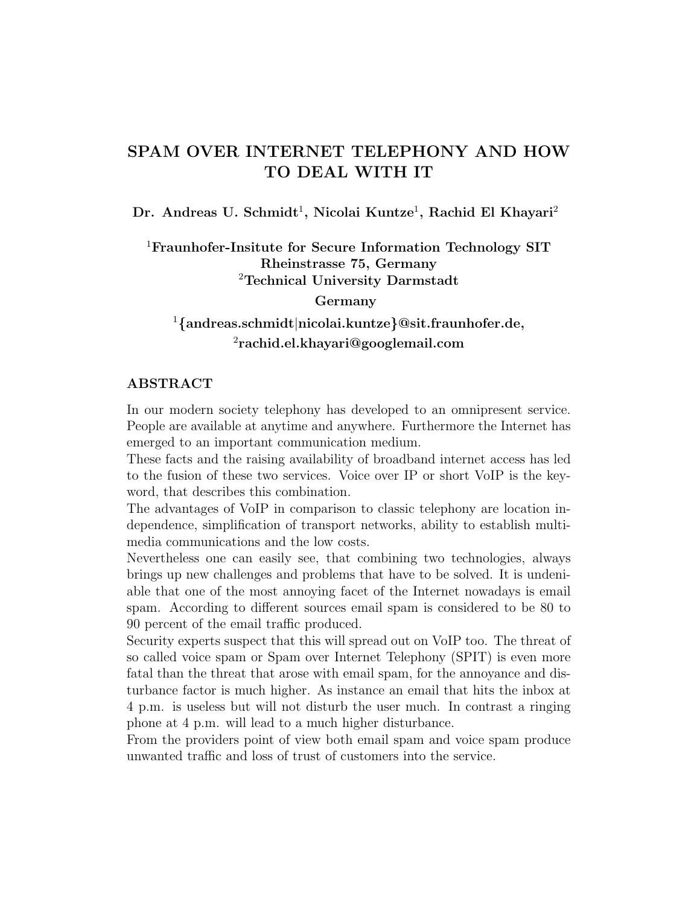# SPAM OVER INTERNET TELEPHONY AND HOW TO DEAL WITH IT

**Dr. Andreas U. Schmidt[1], Nicolai Kuntze[1], Rachid El Khayari[2]**

**[1]Fraunhofer-Insitute for Secure Information Technology SIT**
**Rheinstrasse 75, Germany**
**[2]Technical University Darmstadt**
**Germany**

**[1]{andreas.schmidt|nicolai.kuntze}@sit.fraunhofer.de,**
**[2]rachid.el.khayari@googlemail.com**

## ABSTRACT

In our modern society telephony has developed to an omnipresent service. People are available at anytime and anywhere. Furthermore the Internet has emerged to an important communication medium.

These facts and the raising availability of broadband internet access has led to the fusion of these two services. Voice over IP or short VoIP is the keyword, that describes this combination.

The advantages of VoIP in comparison to classic telephony are location independence, simplification of transport networks, ability to establish multimedia communications and the low costs.

Nevertheless one can easily see, that combining two technologies, always brings up new challenges and problems that have to be solved. It is undeniable that one of the most annoying facet of the Internet nowadays is email spam. According to different sources email spam is considered to be 80 to 90 percent of the email traffic produced.

Security experts suspect that this will spread out on VoIP too. The threat of so called voice spam or Spam over Internet Telephony (SPIT) is even more fatal than the threat that arose with email spam, for the annoyance and disturbance factor is much higher. As instance an email that hits the inbox at 4 p.m. is useless but will not disturb the user much. In contrast a ringing phone at 4 p.m. will lead to a much higher disturbance.

From the providers point of view both email spam and voice spam produce unwanted traffic and loss of trust of customers into the service.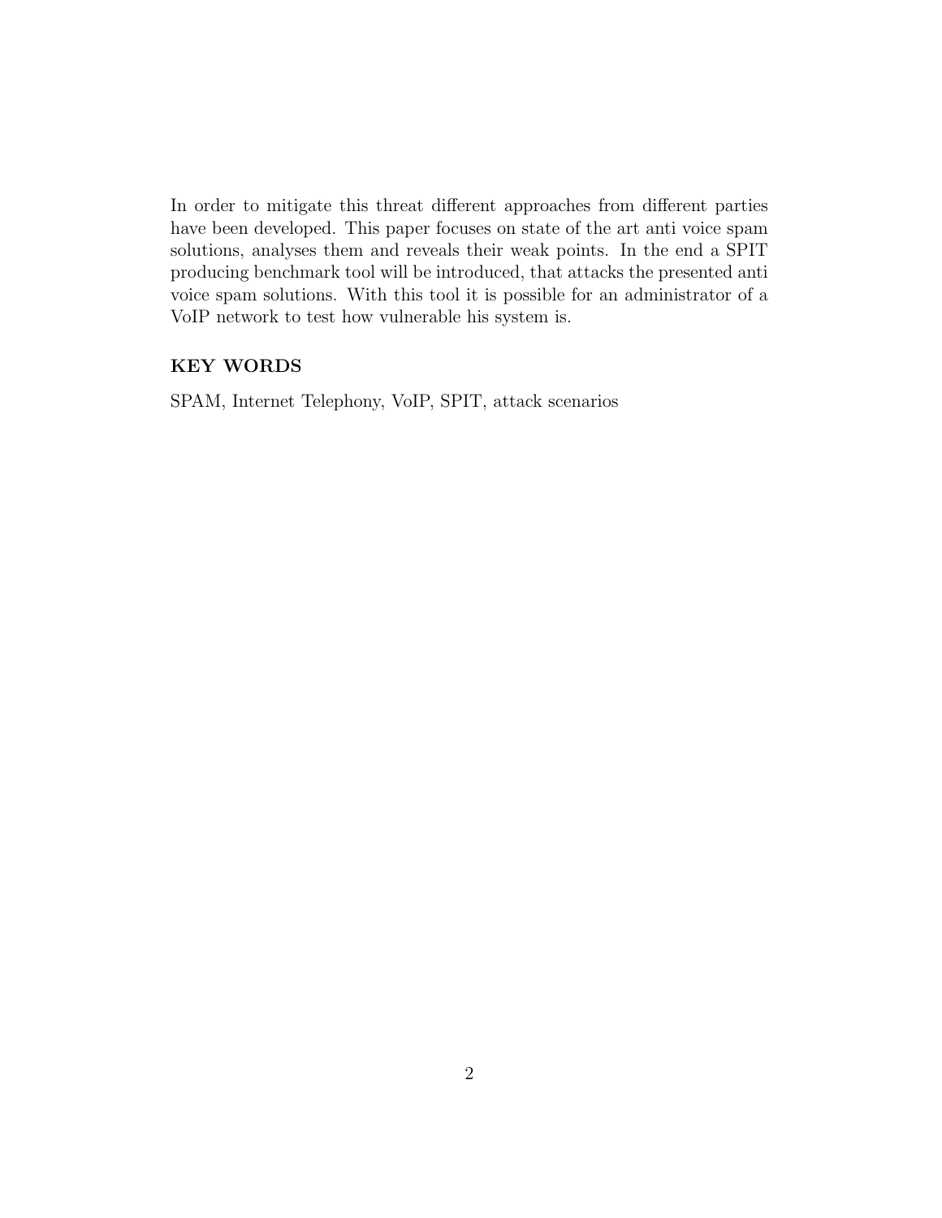In order to mitigate this threat different approaches from different parties have been developed. This paper focuses on state of the art anti voice spam solutions, analyses them and reveals their weak points. In the end a SPIT producing benchmark tool will be introduced, that attacks the presented anti voice spam solutions. With this tool it is possible for an administrator of a VoIP network to test how vulnerable his system is.

## KEY WORDS

SPAM, Internet Telephony, VoIP, SPIT, attack scenarios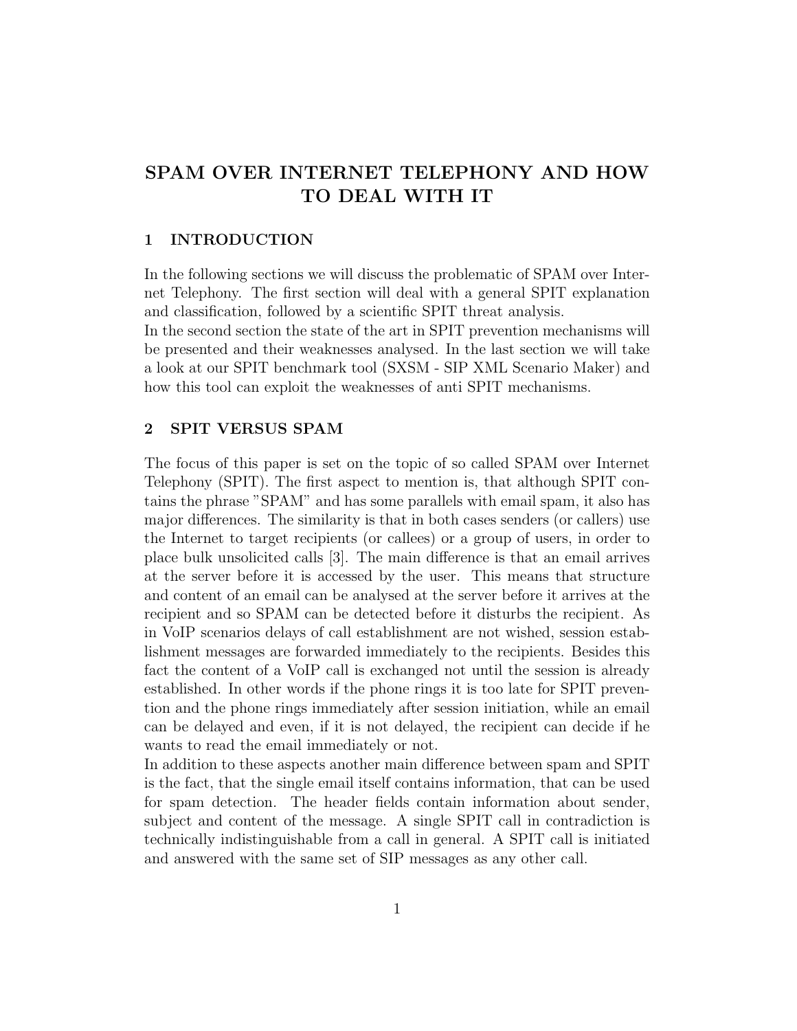# SPAM OVER INTERNET TELEPHONY AND HOW TO DEAL WITH IT

## 1 INTRODUCTION

In the following sections we will discuss the problematic of SPAM over Internet Telephony. The first section will deal with a general SPIT explanation and classification, followed by a scientific SPIT threat analysis.
In the second section the state of the art in SPIT prevention mechanisms will be presented and their weaknesses analysed. In the last section we will take a look at our SPIT benchmark tool (SXSM - SIP XML Scenario Maker) and how this tool can exploit the weaknesses of anti SPIT mechanisms.

## 2 SPIT VERSUS SPAM

The focus of this paper is set on the topic of so called SPAM over Internet Telephony (SPIT). The first aspect to mention is, that although SPIT contains the phrase "SPAM" and has some parallels with email spam, it also has major differences. The similarity is that in both cases senders (or callers) use the Internet to target recipients (or callees) or a group of users, in order to place bulk unsolicited calls [3]. The main difference is that an email arrives at the server before it is accessed by the user. This means that structure and content of an email can be analysed at the server before it arrives at the recipient and so SPAM can be detected before it disturbs the recipient. As in VoIP scenarios delays of call establishment are not wished, session establishment messages are forwarded immediately to the recipients. Besides this fact the content of a VoIP call is exchanged not until the session is already established. In other words if the phone rings it is too late for SPIT prevention and the phone rings immediately after session initiation, while an email can be delayed and even, if it is not delayed, the recipient can decide if he wants to read the email immediately or not.
In addition to these aspects another main difference between spam and SPIT is the fact, that the single email itself contains information, that can be used for spam detection. The header fields contain information about sender, subject and content of the message. A single SPIT call in contradiction is technically indistinguishable from a call in general. A SPIT call is initiated and answered with the same set of SIP messages as any other call.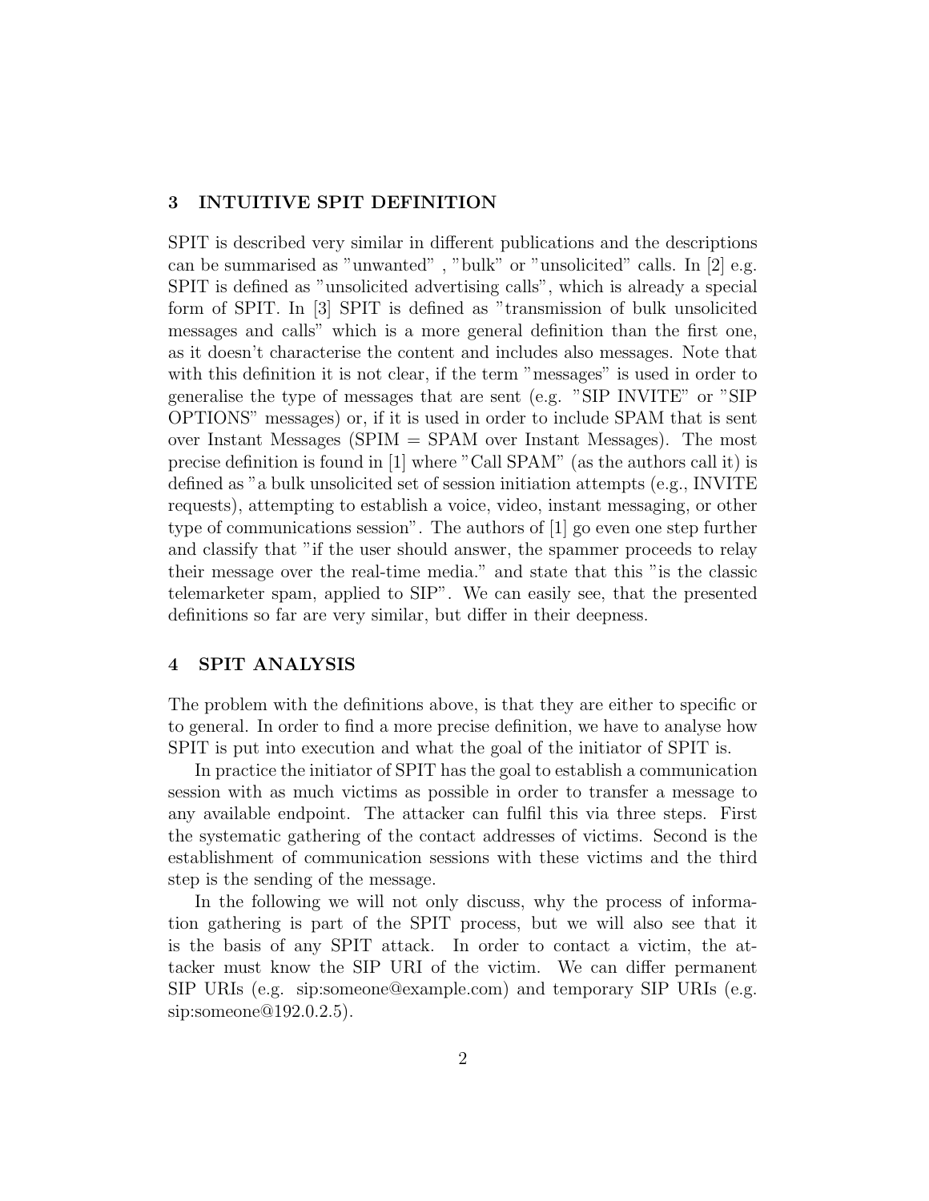## 3 INTUITIVE SPIT DEFINITION

SPIT is described very similar in different publications and the descriptions can be summarised as "unwanted" , "bulk" or "unsolicited" calls. In [2] e.g. SPIT is defined as "unsolicited advertising calls", which is already a special form of SPIT. In [3] SPIT is defined as "transmission of bulk unsolicited messages and calls" which is a more general definition than the first one, as it doesn't characterise the content and includes also messages. Note that with this definition it is not clear, if the term "messages" is used in order to generalise the type of messages that are sent (e.g. "SIP INVITE" or "SIP OPTIONS" messages) or, if it is used in order to include SPAM that is sent over Instant Messages (SPIM = SPAM over Instant Messages). The most precise definition is found in [1] where "Call SPAM" (as the authors call it) is defined as "a bulk unsolicited set of session initiation attempts (e.g., INVITE requests), attempting to establish a voice, video, instant messaging, or other type of communications session". The authors of [1] go even one step further and classify that "if the user should answer, the spammer proceeds to relay their message over the real-time media." and state that this "is the classic telemarketer spam, applied to SIP". We can easily see, that the presented definitions so far are very similar, but differ in their deepness.

## 4 SPIT ANALYSIS

The problem with the definitions above, is that they are either to specific or to general. In order to find a more precise definition, we have to analyse how SPIT is put into execution and what the goal of the initiator of SPIT is.

In practice the initiator of SPIT has the goal to establish a communication session with as much victims as possible in order to transfer a message to any available endpoint. The attacker can fulfil this via three steps. First the systematic gathering of the contact addresses of victims. Second is the establishment of communication sessions with these victims and the third step is the sending of the message.

In the following we will not only discuss, why the process of information gathering is part of the SPIT process, but we will also see that it is the basis of any SPIT attack. In order to contact a victim, the attacker must know the SIP URI of the victim. We can differ permanent SIP URIs (e.g. sip:someone@example.com) and temporary SIP URIs (e.g. sip:someone@192.0.2.5).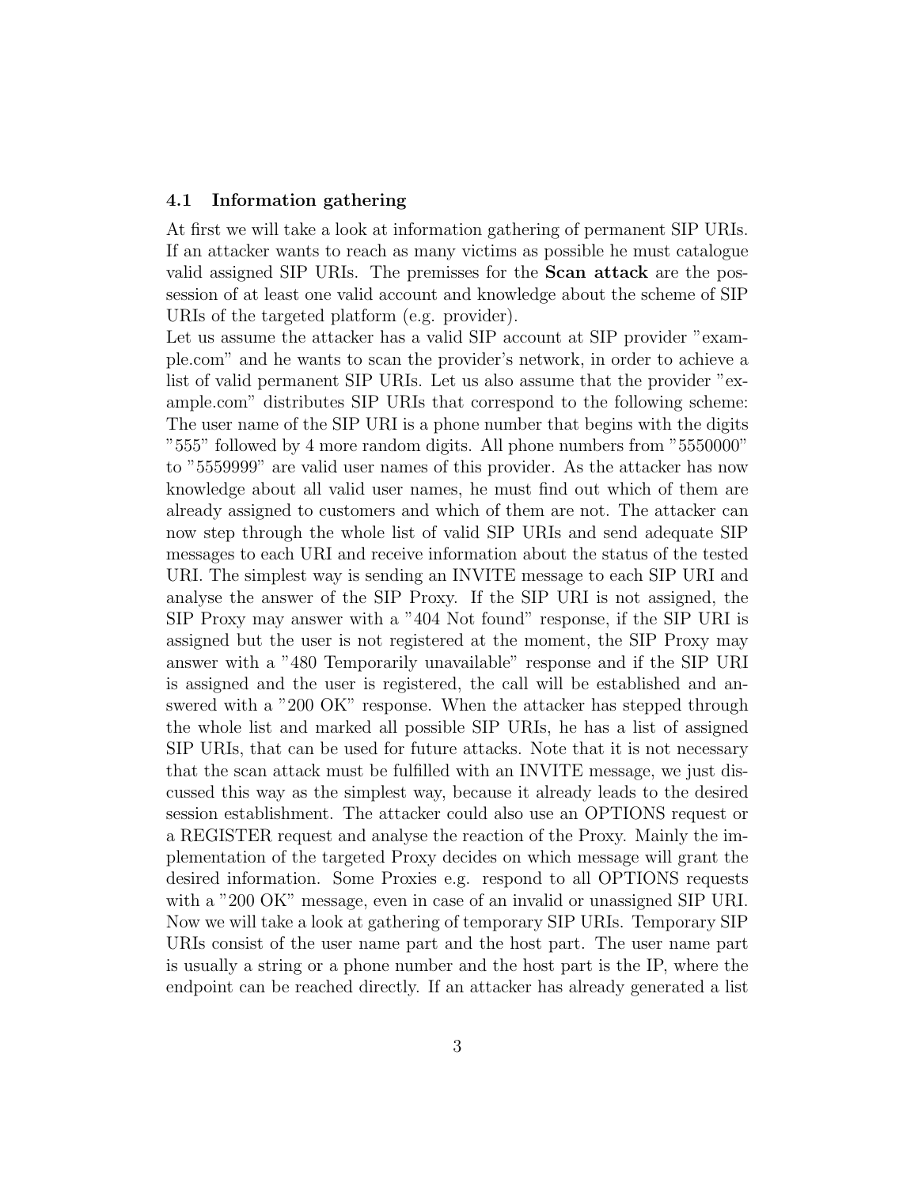### 4.1 Information gathering

At first we will take a look at information gathering of permanent SIP URIs. If an attacker wants to reach as many victims as possible he must catalogue valid assigned SIP URIs. The premisses for the **Scan attack** are the possession of at least one valid account and knowledge about the scheme of SIP URIs of the targeted platform (e.g. provider).

Let us assume the attacker has a valid SIP account at SIP provider "example.com" and he wants to scan the provider's network, in order to achieve a list of valid permanent SIP URIs. Let us also assume that the provider "example.com" distributes SIP URIs that correspond to the following scheme: The user name of the SIP URI is a phone number that begins with the digits "555" followed by 4 more random digits. All phone numbers from "5550000" to "5559999" are valid user names of this provider. As the attacker has now knowledge about all valid user names, he must find out which of them are already assigned to customers and which of them are not. The attacker can now step through the whole list of valid SIP URIs and send adequate SIP messages to each URI and receive information about the status of the tested URI. The simplest way is sending an INVITE message to each SIP URI and analyse the answer of the SIP Proxy. If the SIP URI is not assigned, the SIP Proxy may answer with a "404 Not found" response, if the SIP URI is assigned but the user is not registered at the moment, the SIP Proxy may answer with a "480 Temporarily unavailable" response and if the SIP URI is assigned and the user is registered, the call will be established and answered with a "200 OK" response. When the attacker has stepped through the whole list and marked all possible SIP URIs, he has a list of assigned SIP URIs, that can be used for future attacks. Note that it is not necessary that the scan attack must be fulfilled with an INVITE message, we just discussed this way as the simplest way, because it already leads to the desired session establishment. The attacker could also use an OPTIONS request or a REGISTER request and analyse the reaction of the Proxy. Mainly the implementation of the targeted Proxy decides on which message will grant the desired information. Some Proxies e.g. respond to all OPTIONS requests with a "200 OK" message, even in case of an invalid or unassigned SIP URI. Now we will take a look at gathering of temporary SIP URIs. Temporary SIP URIs consist of the user name part and the host part. The user name part is usually a string or a phone number and the host part is the IP, where the endpoint can be reached directly. If an attacker has already generated a list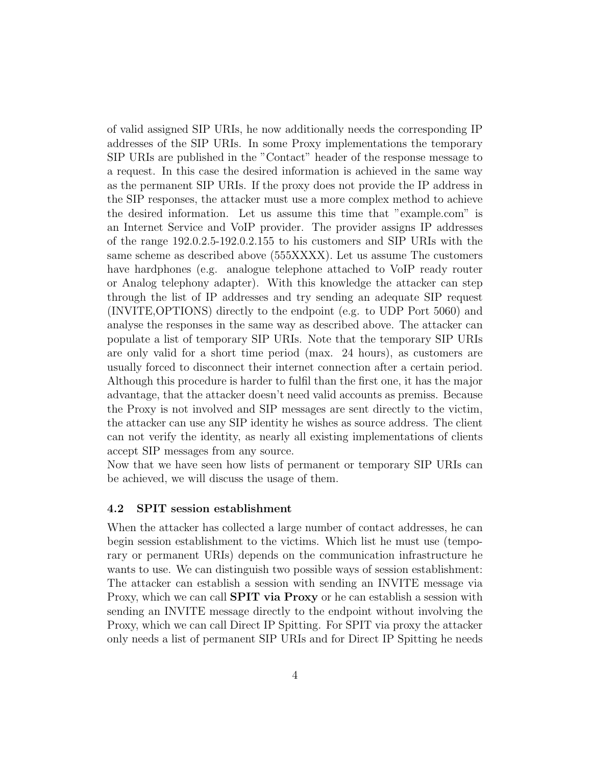of valid assigned SIP URIs, he now additionally needs the corresponding IP addresses of the SIP URIs. In some Proxy implementations the temporary SIP URIs are published in the "Contact" header of the response message to a request. In this case the desired information is achieved in the same way as the permanent SIP URIs. If the proxy does not provide the IP address in the SIP responses, the attacker must use a more complex method to achieve the desired information. Let us assume this time that "example.com" is an Internet Service and VoIP provider. The provider assigns IP addresses of the range 192.0.2.5-192.0.2.155 to his customers and SIP URIs with the same scheme as described above (555XXXX). Let us assume The customers have hardphones (e.g. analogue telephone attached to VoIP ready router or Analog telephony adapter). With this knowledge the attacker can step through the list of IP addresses and try sending an adequate SIP request (INVITE,OPTIONS) directly to the endpoint (e.g. to UDP Port 5060) and analyse the responses in the same way as described above. The attacker can populate a list of temporary SIP URIs. Note that the temporary SIP URIs are only valid for a short time period (max. 24 hours), as customers are usually forced to disconnect their internet connection after a certain period. Although this procedure is harder to fulfil than the first one, it has the major advantage, that the attacker doesn't need valid accounts as premiss. Because the Proxy is not involved and SIP messages are sent directly to the victim, the attacker can use any SIP identity he wishes as source address. The client can not verify the identity, as nearly all existing implementations of clients accept SIP messages from any source.
Now that we have seen how lists of permanent or temporary SIP URIs can be achieved, we will discuss the usage of them.

### 4.2 SPIT session establishment

When the attacker has collected a large number of contact addresses, he can begin session establishment to the victims. Which list he must use (temporary or permanent URIs) depends on the communication infrastructure he wants to use. We can distinguish two possible ways of session establishment: The attacker can establish a session with sending an INVITE message via Proxy, which we can call **SPIT via Proxy** or he can establish a session with sending an INVITE message directly to the endpoint without involving the Proxy, which we can call Direct IP Spitting. For SPIT via proxy the attacker only needs a list of permanent SIP URIs and for Direct IP Spitting he needs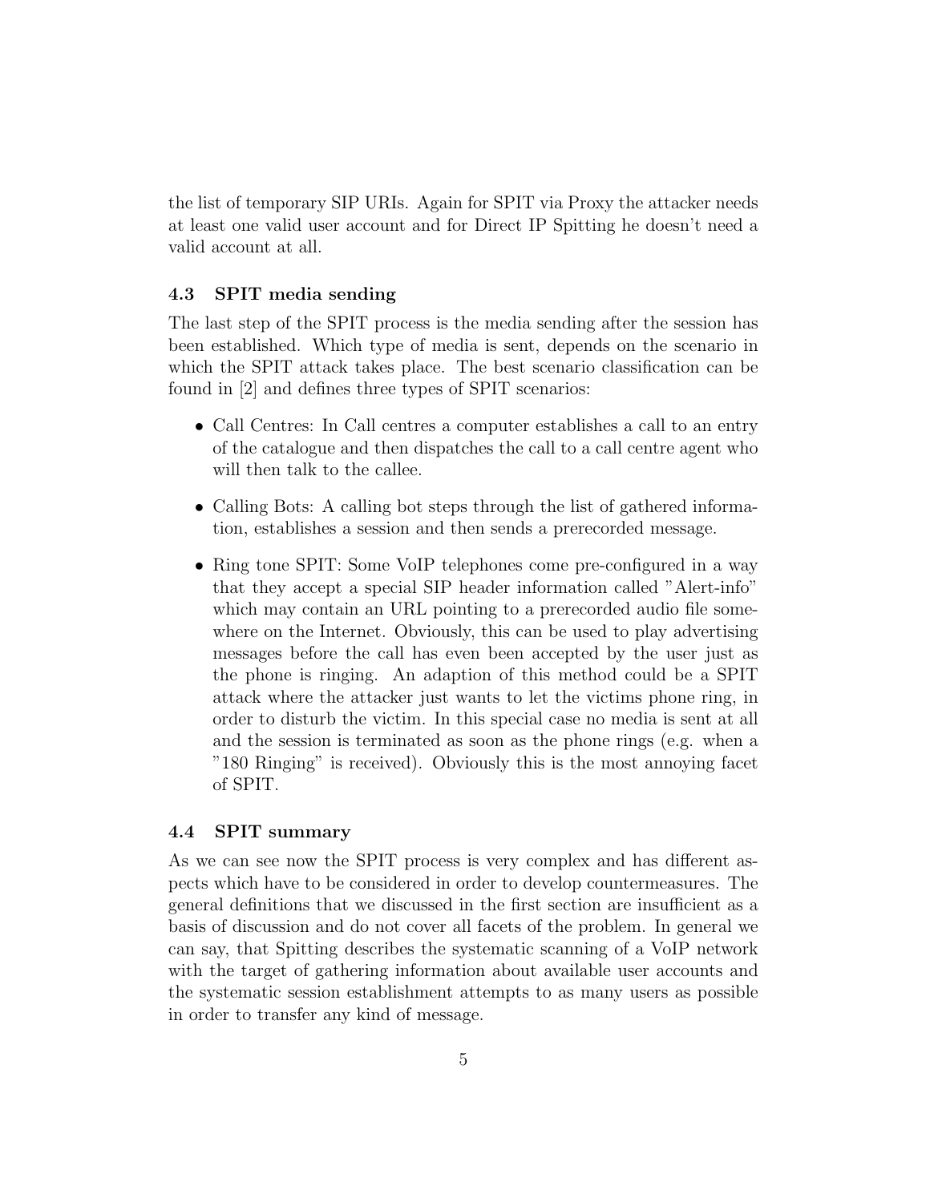the list of temporary SIP URIs. Again for SPIT via Proxy the attacker needs at least one valid user account and for Direct IP Spitting he doesn't need a valid account at all.

### 4.3 SPIT media sending

The last step of the SPIT process is the media sending after the session has been established. Which type of media is sent, depends on the scenario in which the SPIT attack takes place. The best scenario classification can be found in [2] and defines three types of SPIT scenarios:

- Call Centres: In Call centres a computer establishes a call to an entry of the catalogue and then dispatches the call to a call centre agent who will then talk to the callee.
- Calling Bots: A calling bot steps through the list of gathered information, establishes a session and then sends a prerecorded message.
- Ring tone SPIT: Some VoIP telephones come pre-configured in a way that they accept a special SIP header information called "Alert-info" which may contain an URL pointing to a prerecorded audio file somewhere on the Internet. Obviously, this can be used to play advertising messages before the call has even been accepted by the user just as the phone is ringing. An adaption of this method could be a SPIT attack where the attacker just wants to let the victims phone ring, in order to disturb the victim. In this special case no media is sent at all and the session is terminated as soon as the phone rings (e.g. when a "180 Ringing" is received). Obviously this is the most annoying facet of SPIT.

### 4.4 SPIT summary

As we can see now the SPIT process is very complex and has different aspects which have to be considered in order to develop countermeasures. The general definitions that we discussed in the first section are insufficient as a basis of discussion and do not cover all facets of the problem. In general we can say, that Spitting describes the systematic scanning of a VoIP network with the target of gathering information about available user accounts and the systematic session establishment attempts to as many users as possible in order to transfer any kind of message.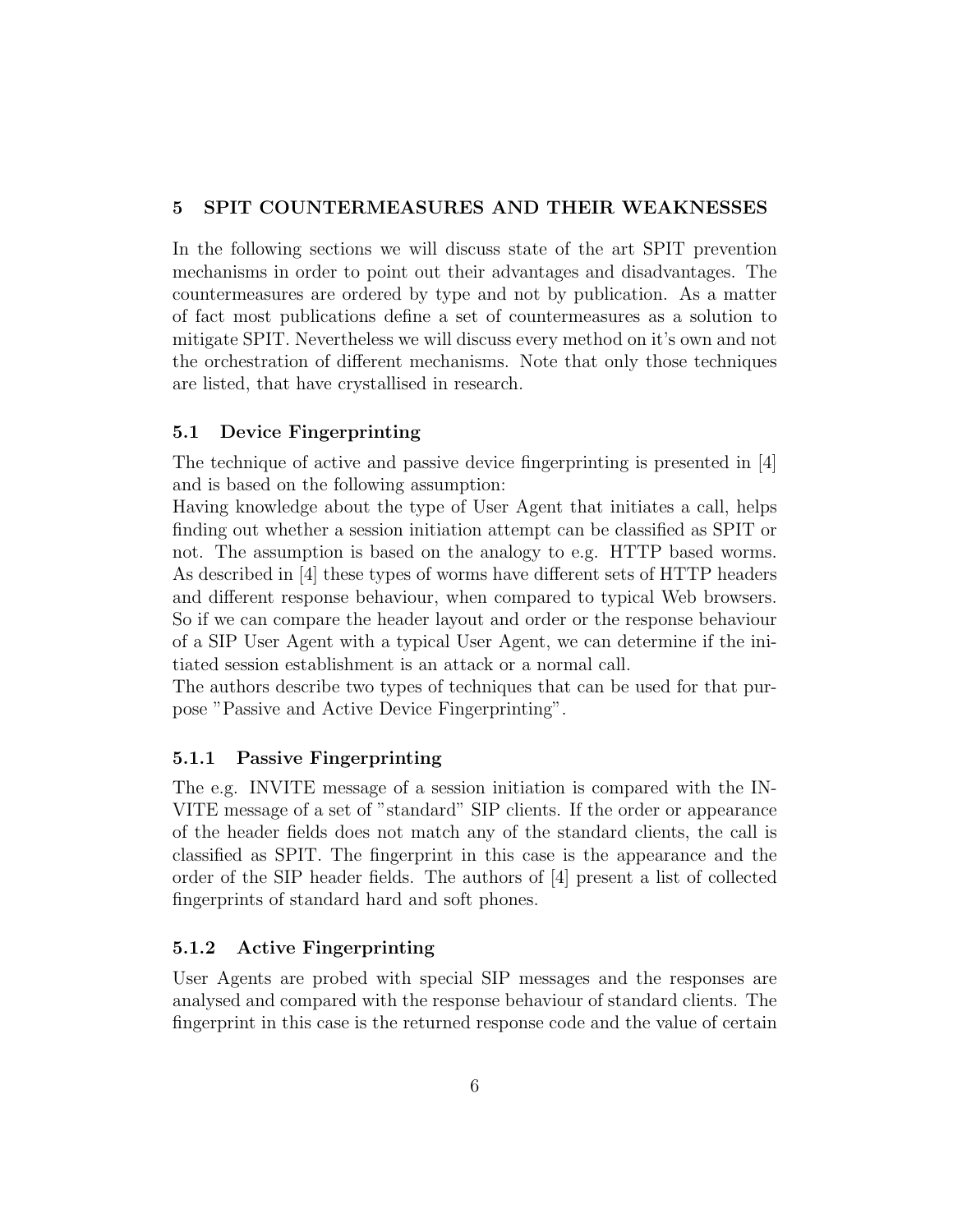# 5 SPIT COUNTERMEASURES AND THEIR WEAKNESSES

In the following sections we will discuss state of the art SPIT prevention mechanisms in order to point out their advantages and disadvantages. The countermeasures are ordered by type and not by publication. As a matter of fact most publications define a set of countermeasures as a solution to mitigate SPIT. Nevertheless we will discuss every method on it's own and not the orchestration of different mechanisms. Note that only those techniques are listed, that have crystallised in research.

## 5.1 Device Fingerprinting

The technique of active and passive device fingerprinting is presented in [4] and is based on the following assumption:
Having knowledge about the type of User Agent that initiates a call, helps finding out whether a session initiation attempt can be classified as SPIT or not. The assumption is based on the analogy to e.g. HTTP based worms. As described in [4] these types of worms have different sets of HTTP headers and different response behaviour, when compared to typical Web browsers. So if we can compare the header layout and order or the response behaviour of a SIP User Agent with a typical User Agent, we can determine if the initiated session establishment is an attack or a normal call.
The authors describe two types of techniques that can be used for that purpose "Passive and Active Device Fingerprinting".

### 5.1.1 Passive Fingerprinting

The e.g. INVITE message of a session initiation is compared with the INVITE message of a set of "standard" SIP clients. If the order or appearance of the header fields does not match any of the standard clients, the call is classified as SPIT. The fingerprint in this case is the appearance and the order of the SIP header fields. The authors of [4] present a list of collected fingerprints of standard hard and soft phones.

### 5.1.2 Active Fingerprinting

User Agents are probed with special SIP messages and the responses are analysed and compared with the response behaviour of standard clients. The fingerprint in this case is the returned response code and the value of certain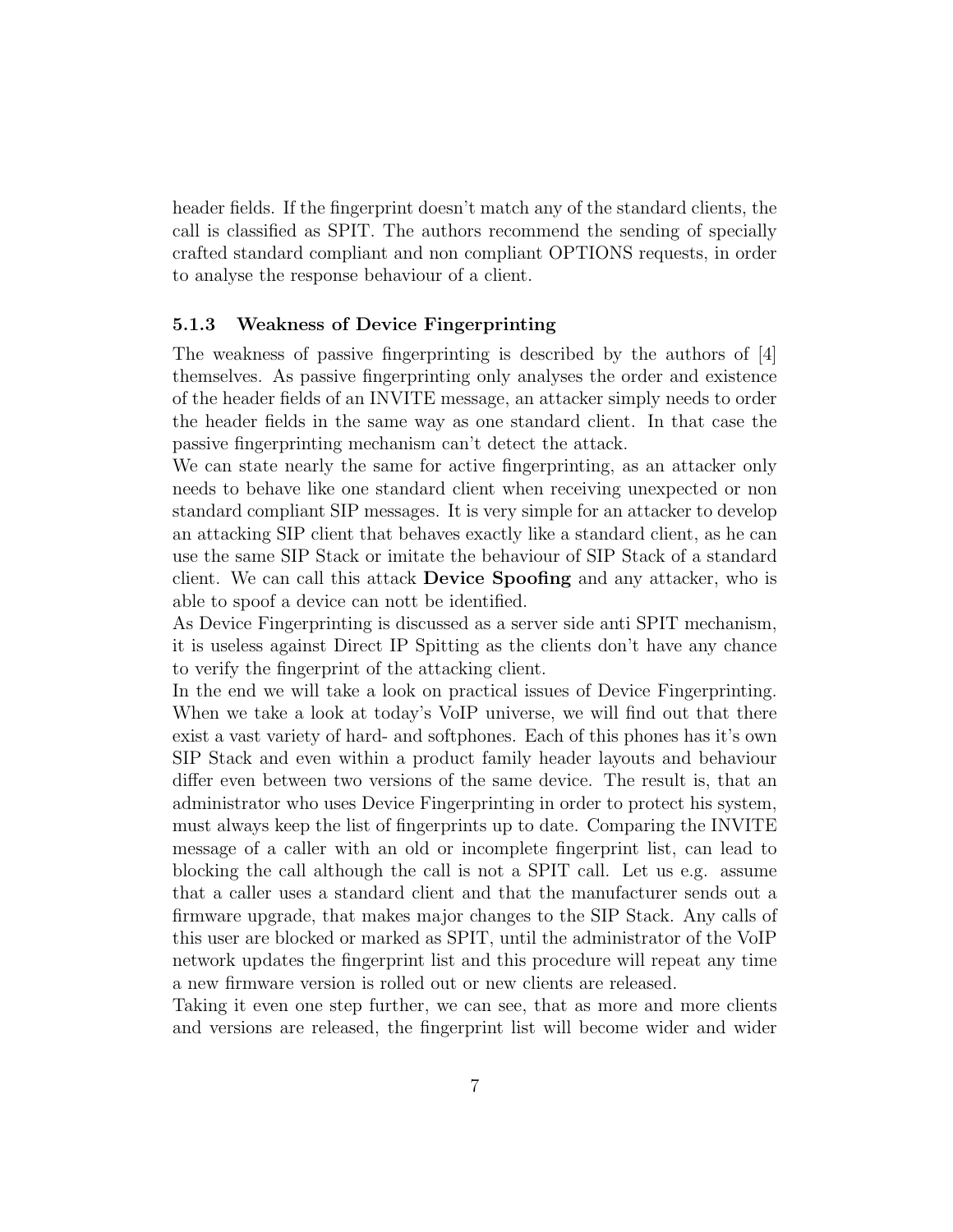header fields. If the fingerprint doesn't match any of the standard clients, the call is classified as SPIT. The authors recommend the sending of specially crafted standard compliant and non compliant OPTIONS requests, in order to analyse the response behaviour of a client.

### 5.1.3 Weakness of Device Fingerprinting

The weakness of passive fingerprinting is described by the authors of [4] themselves. As passive fingerprinting only analyses the order and existence of the header fields of an INVITE message, an attacker simply needs to order the header fields in the same way as one standard client. In that case the passive fingerprinting mechanism can't detect the attack.

We can state nearly the same for active fingerprinting, as an attacker only needs to behave like one standard client when receiving unexpected or non standard compliant SIP messages. It is very simple for an attacker to develop an attacking SIP client that behaves exactly like a standard client, as he can use the same SIP Stack or imitate the behaviour of SIP Stack of a standard client. We can call this attack **Device Spoofing** and any attacker, who is able to spoof a device can nott be identified.

As Device Fingerprinting is discussed as a server side anti SPIT mechanism, it is useless against Direct IP Spitting as the clients don't have any chance to verify the fingerprint of the attacking client.

In the end we will take a look on practical issues of Device Fingerprinting. When we take a look at today's VoIP universe, we will find out that there exist a vast variety of hard- and softphones. Each of this phones has it's own SIP Stack and even within a product family header layouts and behaviour differ even between two versions of the same device. The result is, that an administrator who uses Device Fingerprinting in order to protect his system, must always keep the list of fingerprints up to date. Comparing the INVITE message of a caller with an old or incomplete fingerprint list, can lead to blocking the call although the call is not a SPIT call. Let us e.g. assume that a caller uses a standard client and that the manufacturer sends out a firmware upgrade, that makes major changes to the SIP Stack. Any calls of this user are blocked or marked as SPIT, until the administrator of the VoIP network updates the fingerprint list and this procedure will repeat any time a new firmware version is rolled out or new clients are released.

Taking it even one step further, we can see, that as more and more clients and versions are released, the fingerprint list will become wider and wider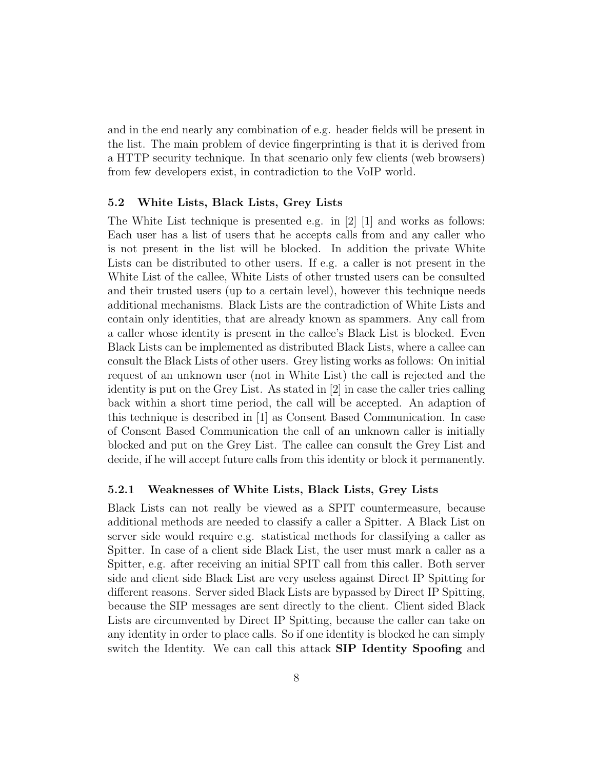and in the end nearly any combination of e.g. header fields will be present in the list. The main problem of device fingerprinting is that it is derived from a HTTP security technique. In that scenario only few clients (web browsers) from few developers exist, in contradiction to the VoIP world.

### 5.2 White Lists, Black Lists, Grey Lists

The White List technique is presented e.g. in [2] [1] and works as follows: Each user has a list of users that he accepts calls from and any caller who is not present in the list will be blocked. In addition the private White Lists can be distributed to other users. If e.g. a caller is not present in the White List of the callee, White Lists of other trusted users can be consulted and their trusted users (up to a certain level), however this technique needs additional mechanisms. Black Lists are the contradiction of White Lists and contain only identities, that are already known as spammers. Any call from a caller whose identity is present in the callee's Black List is blocked. Even Black Lists can be implemented as distributed Black Lists, where a callee can consult the Black Lists of other users. Grey listing works as follows: On initial request of an unknown user (not in White List) the call is rejected and the identity is put on the Grey List. As stated in [2] in case the caller tries calling back within a short time period, the call will be accepted. An adaption of this technique is described in [1] as Consent Based Communication. In case of Consent Based Communication the call of an unknown caller is initially blocked and put on the Grey List. The callee can consult the Grey List and decide, if he will accept future calls from this identity or block it permanently.

#### 5.2.1 Weaknesses of White Lists, Black Lists, Grey Lists

Black Lists can not really be viewed as a SPIT countermeasure, because additional methods are needed to classify a caller a Spitter. A Black List on server side would require e.g. statistical methods for classifying a caller as Spitter. In case of a client side Black List, the user must mark a caller as a Spitter, e.g. after receiving an initial SPIT call from this caller. Both server side and client side Black List are very useless against Direct IP Spitting for different reasons. Server sided Black Lists are bypassed by Direct IP Spitting, because the SIP messages are sent directly to the client. Client sided Black Lists are circumvented by Direct IP Spitting, because the caller can take on any identity in order to place calls. So if one identity is blocked he can simply switch the Identity. We can call this attack **SIP Identity Spoofing** and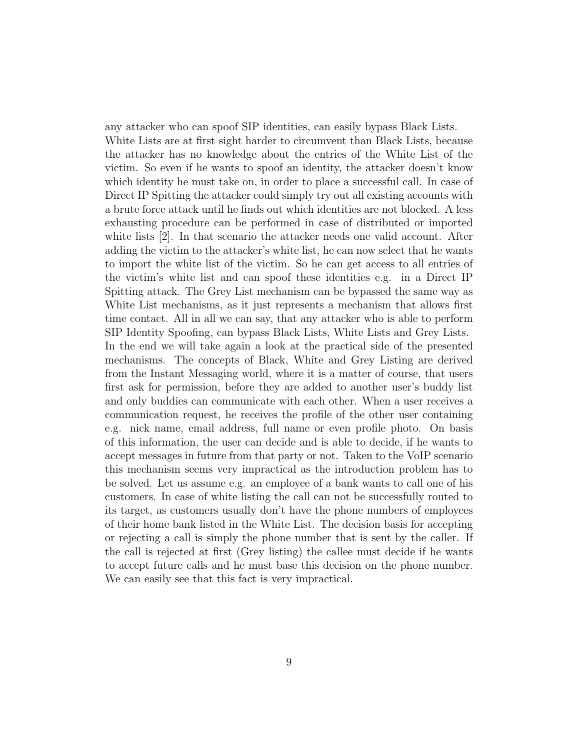any attacker who can spoof SIP identities, can easily bypass Black Lists.
White Lists are at first sight harder to circumvent than Black Lists, because the attacker has no knowledge about the entries of the White List of the victim. So even if he wants to spoof an identity, the attacker doesn't know which identity he must take on, in order to place a successful call. In case of Direct IP Spitting the attacker could simply try out all existing accounts with a brute force attack until he finds out which identities are not blocked. A less exhausting procedure can be performed in case of distributed or imported white lists [2]. In that scenario the attacker needs one valid account. After adding the victim to the attacker's white list, he can now select that he wants to import the white list of the victim. So he can get access to all entries of the victim's white list and can spoof these identities e.g. in a Direct IP Spitting attack. The Grey List mechanism can be bypassed the same way as White List mechanisms, as it just represents a mechanism that allows first time contact. All in all we can say, that any attacker who is able to perform SIP Identity Spoofing, can bypass Black Lists, White Lists and Grey Lists.
In the end we will take again a look at the practical side of the presented mechanisms. The concepts of Black, White and Grey Listing are derived from the Instant Messaging world, where it is a matter of course, that users first ask for permission, before they are added to another user's buddy list and only buddies can communicate with each other. When a user receives a communication request, he receives the profile of the other user containing e.g. nick name, email address, full name or even profile photo. On basis of this information, the user can decide and is able to decide, if he wants to accept messages in future from that party or not. Taken to the VoIP scenario this mechanism seems very impractical as the introduction problem has to be solved. Let us assume e.g. an employee of a bank wants to call one of his customers. In case of white listing the call can not be successfully routed to its target, as customers usually don't have the phone numbers of employees of their home bank listed in the White List. The decision basis for accepting or rejecting a call is simply the phone number that is sent by the caller. If the call is rejected at first (Grey listing) the callee must decide if he wants to accept future calls and he must base this decision on the phone number. We can easily see that this fact is very impractical.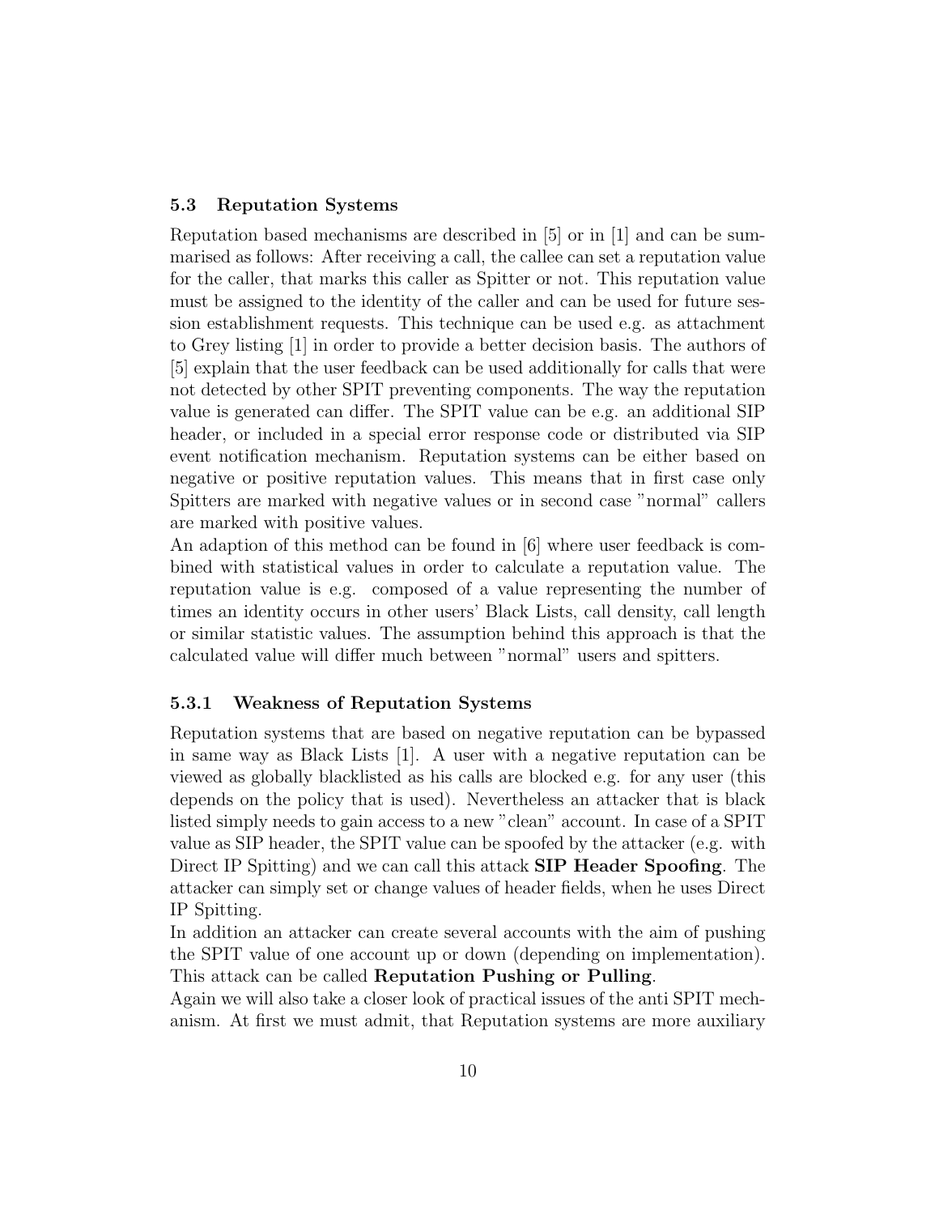### 5.3 Reputation Systems

Reputation based mechanisms are described in [5] or in [1] and can be summarised as follows: After receiving a call, the callee can set a reputation value for the caller, that marks this caller as Spitter or not. This reputation value must be assigned to the identity of the caller and can be used for future session establishment requests. This technique can be used e.g. as attachment to Grey listing [1] in order to provide a better decision basis. The authors of [5] explain that the user feedback can be used additionally for calls that were not detected by other SPIT preventing components. The way the reputation value is generated can differ. The SPIT value can be e.g. an additional SIP header, or included in a special error response code or distributed via SIP event notification mechanism. Reputation systems can be either based on negative or positive reputation values. This means that in first case only Spitters are marked with negative values or in second case "normal" callers are marked with positive values.

An adaption of this method can be found in [6] where user feedback is combined with statistical values in order to calculate a reputation value. The reputation value is e.g. composed of a value representing the number of times an identity occurs in other users' Black Lists, call density, call length or similar statistic values. The assumption behind this approach is that the calculated value will differ much between "normal" users and spitters.

#### 5.3.1 Weakness of Reputation Systems

Reputation systems that are based on negative reputation can be bypassed in same way as Black Lists [1]. A user with a negative reputation can be viewed as globally blacklisted as his calls are blocked e.g. for any user (this depends on the policy that is used). Nevertheless an attacker that is black listed simply needs to gain access to a new "clean" account. In case of a SPIT value as SIP header, the SPIT value can be spoofed by the attacker (e.g. with Direct IP Spitting) and we can call this attack **SIP Header Spoofing**. The attacker can simply set or change values of header fields, when he uses Direct IP Spitting.

In addition an attacker can create several accounts with the aim of pushing the SPIT value of one account up or down (depending on implementation). This attack can be called **Reputation Pushing or Pulling**.

Again we will also take a closer look of practical issues of the anti SPIT mechanism. At first we must admit, that Reputation systems are more auxiliary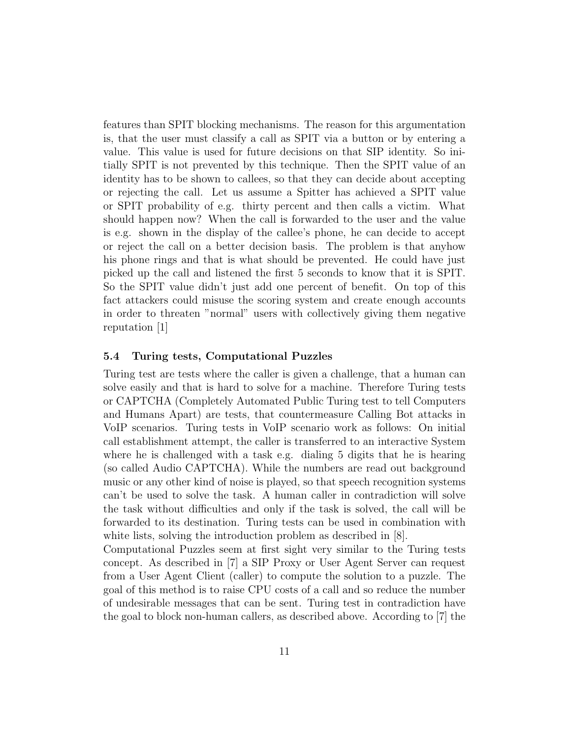features than SPIT blocking mechanisms. The reason for this argumentation is, that the user must classify a call as SPIT via a button or by entering a value. This value is used for future decisions on that SIP identity. So initially SPIT is not prevented by this technique. Then the SPIT value of an identity has to be shown to callees, so that they can decide about accepting or rejecting the call. Let us assume a Spitter has achieved a SPIT value or SPIT probability of e.g. thirty percent and then calls a victim. What should happen now? When the call is forwarded to the user and the value is e.g. shown in the display of the callee's phone, he can decide to accept or reject the call on a better decision basis. The problem is that anyhow his phone rings and that is what should be prevented. He could have just picked up the call and listened the first 5 seconds to know that it is SPIT. So the SPIT value didn't just add one percent of benefit. On top of this fact attackers could misuse the scoring system and create enough accounts in order to threaten "normal" users with collectively giving them negative reputation [1]

### 5.4 Turing tests, Computational Puzzles

Turing test are tests where the caller is given a challenge, that a human can solve easily and that is hard to solve for a machine. Therefore Turing tests or CAPTCHA (Completely Automated Public Turing test to tell Computers and Humans Apart) are tests, that countermeasure Calling Bot attacks in VoIP scenarios. Turing tests in VoIP scenario work as follows: On initial call establishment attempt, the caller is transferred to an interactive System where he is challenged with a task e.g. dialing 5 digits that he is hearing (so called Audio CAPTCHA). While the numbers are read out background music or any other kind of noise is played, so that speech recognition systems can't be used to solve the task. A human caller in contradiction will solve the task without difficulties and only if the task is solved, the call will be forwarded to its destination. Turing tests can be used in combination with white lists, solving the introduction problem as described in [8].
Computational Puzzles seem at first sight very similar to the Turing tests concept. As described in [7] a SIP Proxy or User Agent Server can request from a User Agent Client (caller) to compute the solution to a puzzle. The goal of this method is to raise CPU costs of a call and so reduce the number of undesirable messages that can be sent. Turing test in contradiction have the goal to block non-human callers, as described above. According to [7] the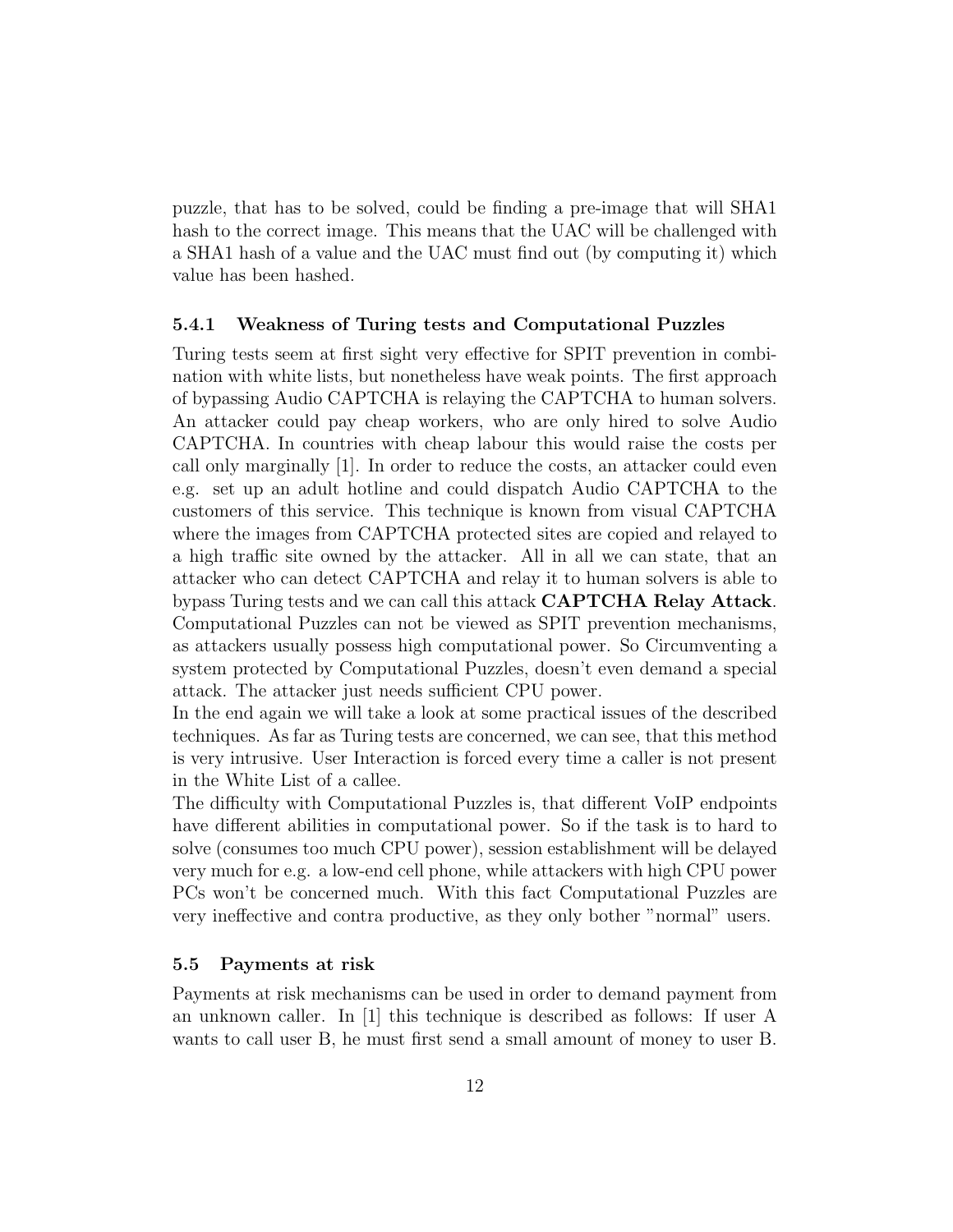puzzle, that has to be solved, could be finding a pre-image that will SHA1 hash to the correct image. This means that the UAC will be challenged with a SHA1 hash of a value and the UAC must find out (by computing it) which value has been hashed.

### 5.4.1 Weakness of Turing tests and Computational Puzzles

Turing tests seem at first sight very effective for SPIT prevention in combination with white lists, but nonetheless have weak points. The first approach of bypassing Audio CAPTCHA is relaying the CAPTCHA to human solvers. An attacker could pay cheap workers, who are only hired to solve Audio CAPTCHA. In countries with cheap labour this would raise the costs per call only marginally [1]. In order to reduce the costs, an attacker could even e.g. set up an adult hotline and could dispatch Audio CAPTCHA to the customers of this service. This technique is known from visual CAPTCHA where the images from CAPTCHA protected sites are copied and relayed to a high traffic site owned by the attacker. All in all we can state, that an attacker who can detect CAPTCHA and relay it to human solvers is able to bypass Turing tests and we can call this attack **CAPTCHA Relay Attack**. Computational Puzzles can not be viewed as SPIT prevention mechanisms, as attackers usually possess high computational power. So Circumventing a system protected by Computational Puzzles, doesn't even demand a special attack. The attacker just needs sufficient CPU power.

In the end again we will take a look at some practical issues of the described techniques. As far as Turing tests are concerned, we can see, that this method is very intrusive. User Interaction is forced every time a caller is not present in the White List of a callee.

The difficulty with Computational Puzzles is, that different VoIP endpoints have different abilities in computational power. So if the task is to hard to solve (consumes too much CPU power), session establishment will be delayed very much for e.g. a low-end cell phone, while attackers with high CPU power PCs won't be concerned much. With this fact Computational Puzzles are very ineffective and contra productive, as they only bother "normal" users.

## 5.5 Payments at risk

Payments at risk mechanisms can be used in order to demand payment from an unknown caller. In [1] this technique is described as follows: If user A wants to call user B, he must first send a small amount of money to user B.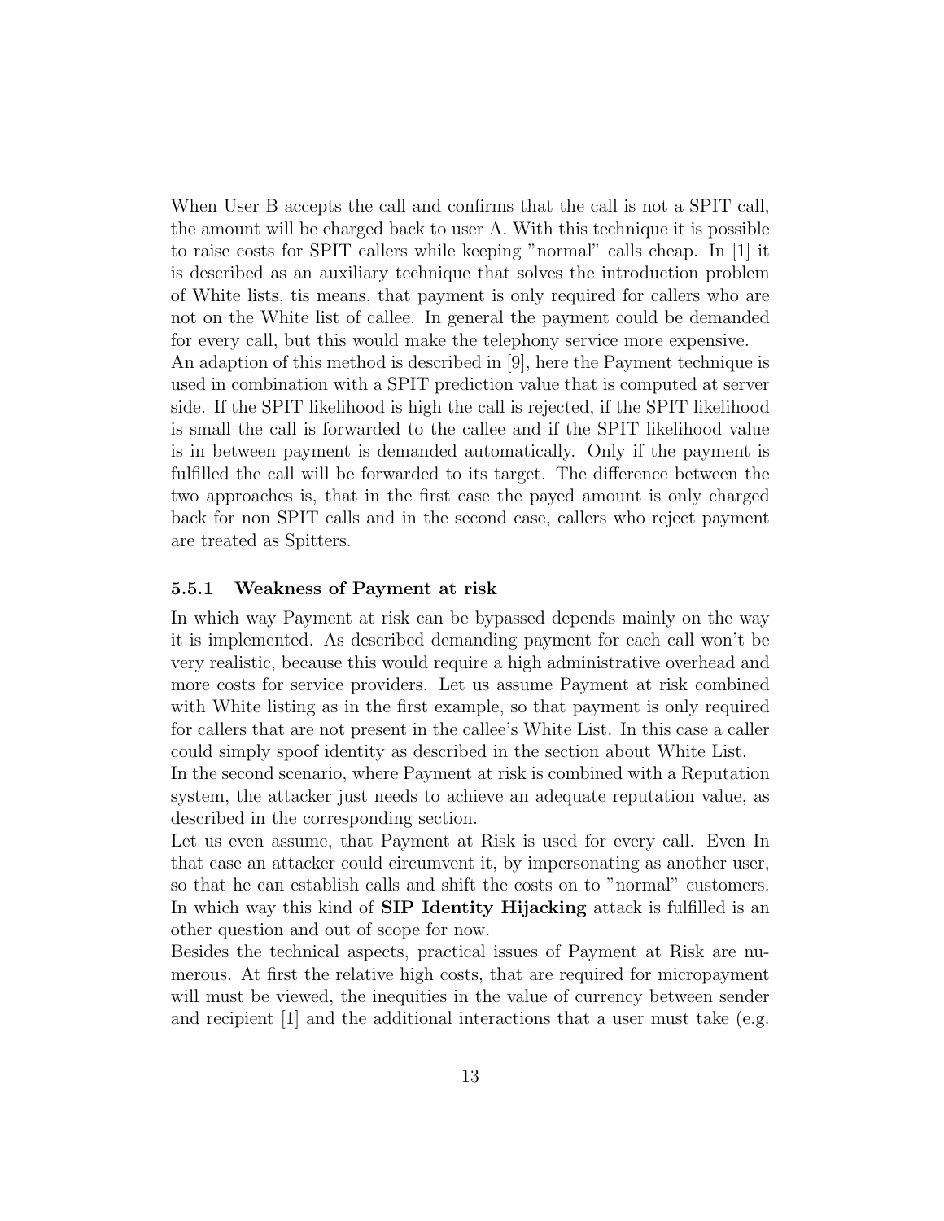When User B accepts the call and confirms that the call is not a SPIT call, the amount will be charged back to user A. With this technique it is possible to raise costs for SPIT callers while keeping "normal" calls cheap. In [1] it is described as an auxiliary technique that solves the introduction problem of White lists, tis means, that payment is only required for callers who are not on the White list of callee. In general the payment could be demanded for every call, but this would make the telephony service more expensive.
An adaption of this method is described in [9], here the Payment technique is used in combination with a SPIT prediction value that is computed at server side. If the SPIT likelihood is high the call is rejected, if the SPIT likelihood is small the call is forwarded to the callee and if the SPIT likelihood value is in between payment is demanded automatically. Only if the payment is fulfilled the call will be forwarded to its target. The difference between the two approaches is, that in the first case the payed amount is only charged back for non SPIT calls and in the second case, callers who reject payment are treated as Spitters.

### 5.5.1 Weakness of Payment at risk

In which way Payment at risk can be bypassed depends mainly on the way it is implemented. As described demanding payment for each call won't be very realistic, because this would require a high administrative overhead and more costs for service providers. Let us assume Payment at risk combined with White listing as in the first example, so that payment is only required for callers that are not present in the callee's White List. In this case a caller could simply spoof identity as described in the section about White List.
In the second scenario, where Payment at risk is combined with a Reputation system, the attacker just needs to achieve an adequate reputation value, as described in the corresponding section.
Let us even assume, that Payment at Risk is used for every call. Even In that case an attacker could circumvent it, by impersonating as another user, so that he can establish calls and shift the costs on to "normal" customers. In which way this kind of **SIP Identity Hijacking** attack is fulfilled is an other question and out of scope for now.
Besides the technical aspects, practical issues of Payment at Risk are numerous. At first the relative high costs, that are required for micropayment will must be viewed, the inequities in the value of currency between sender and recipient [1] and the additional interactions that a user must take (e.g.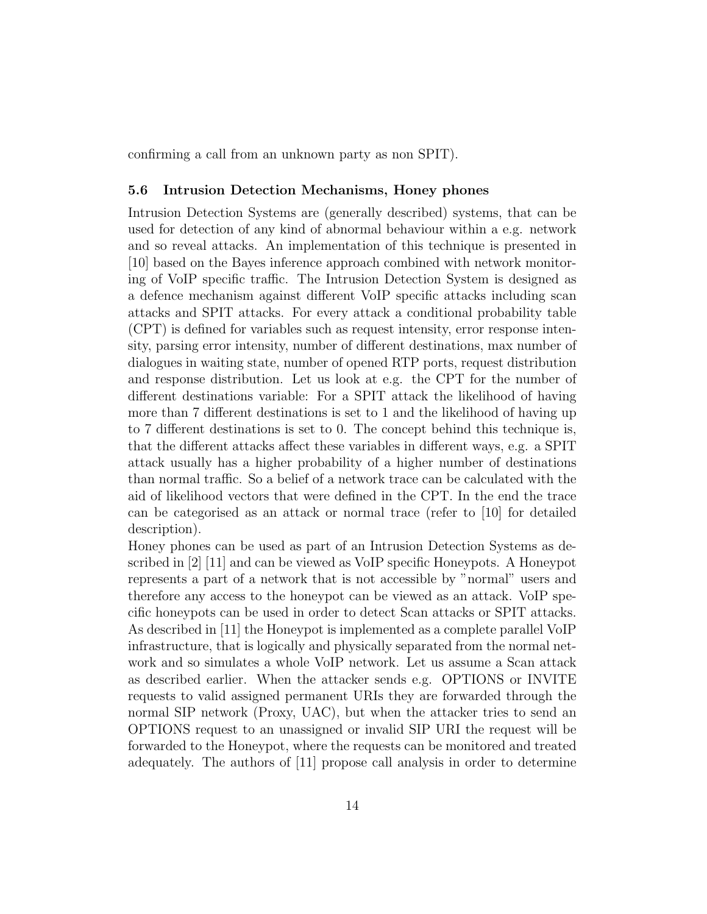confirming a call from an unknown party as non SPIT).

### 5.6 Intrusion Detection Mechanisms, Honey phones

Intrusion Detection Systems are (generally described) systems, that can be used for detection of any kind of abnormal behaviour within a e.g. network and so reveal attacks. An implementation of this technique is presented in [10] based on the Bayes inference approach combined with network monitoring of VoIP specific traffic. The Intrusion Detection System is designed as a defence mechanism against different VoIP specific attacks including scan attacks and SPIT attacks. For every attack a conditional probability table (CPT) is defined for variables such as request intensity, error response intensity, parsing error intensity, number of different destinations, max number of dialogues in waiting state, number of opened RTP ports, request distribution and response distribution. Let us look at e.g. the CPT for the number of different destinations variable: For a SPIT attack the likelihood of having more than 7 different destinations is set to 1 and the likelihood of having up to 7 different destinations is set to 0. The concept behind this technique is, that the different attacks affect these variables in different ways, e.g. a SPIT attack usually has a higher probability of a higher number of destinations than normal traffic. So a belief of a network trace can be calculated with the aid of likelihood vectors that were defined in the CPT. In the end the trace can be categorised as an attack or normal trace (refer to [10] for detailed description).

Honey phones can be used as part of an Intrusion Detection Systems as described in [2] [11] and can be viewed as VoIP specific Honeypots. A Honeypot represents a part of a network that is not accessible by "normal" users and therefore any access to the honeypot can be viewed as an attack. VoIP specific honeypots can be used in order to detect Scan attacks or SPIT attacks. As described in [11] the Honeypot is implemented as a complete parallel VoIP infrastructure, that is logically and physically separated from the normal network and so simulates a whole VoIP network. Let us assume a Scan attack as described earlier. When the attacker sends e.g. OPTIONS or INVITE requests to valid assigned permanent URIs they are forwarded through the normal SIP network (Proxy, UAC), but when the attacker tries to send an OPTIONS request to an unassigned or invalid SIP URI the request will be forwarded to the Honeypot, where the requests can be monitored and treated adequately. The authors of [11] propose call analysis in order to determine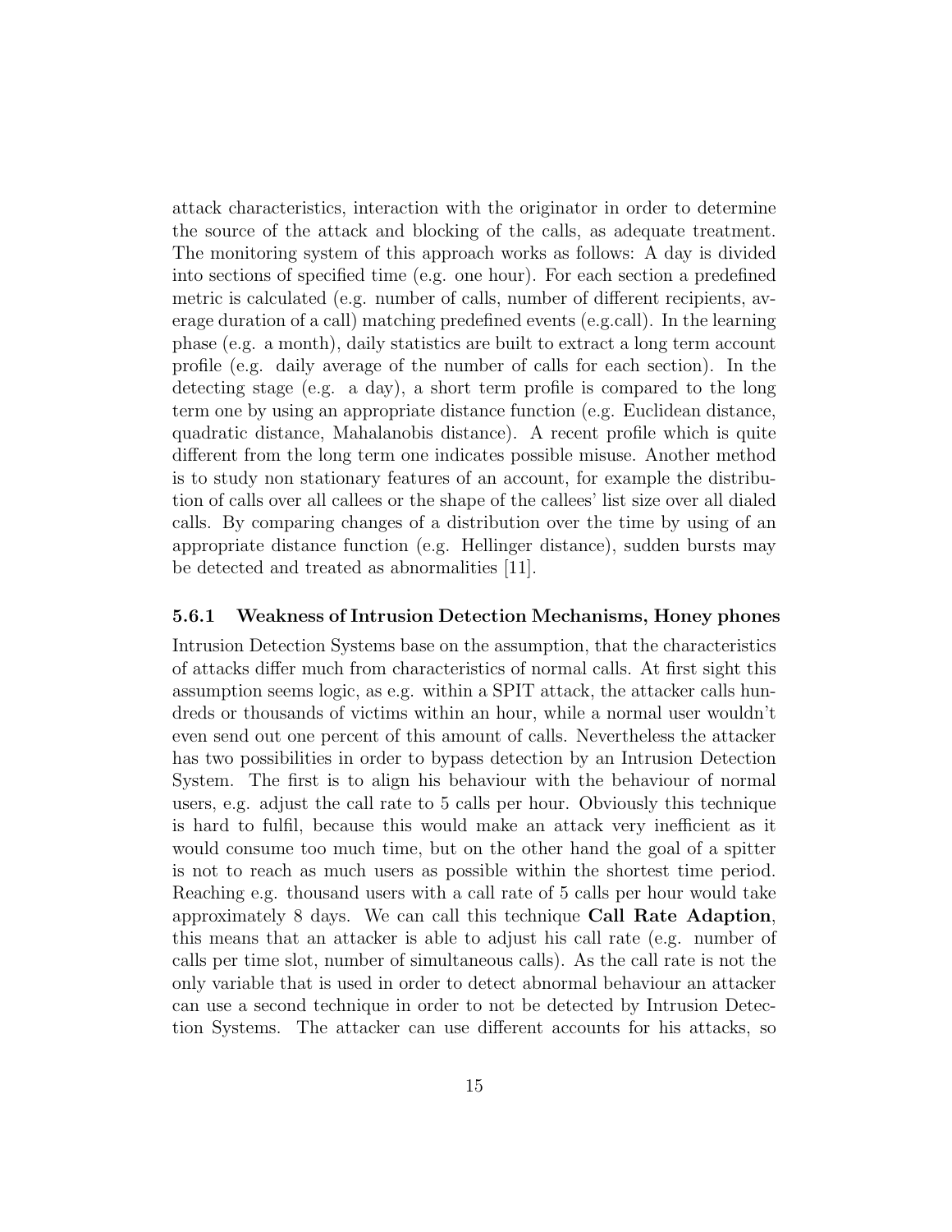attack characteristics, interaction with the originator in order to determine the source of the attack and blocking of the calls, as adequate treatment. The monitoring system of this approach works as follows: A day is divided into sections of specified time (e.g. one hour). For each section a predefined metric is calculated (e.g. number of calls, number of different recipients, average duration of a call) matching predefined events (e.g.call). In the learning phase (e.g. a month), daily statistics are built to extract a long term account profile (e.g. daily average of the number of calls for each section). In the detecting stage (e.g. a day), a short term profile is compared to the long term one by using an appropriate distance function (e.g. Euclidean distance, quadratic distance, Mahalanobis distance). A recent profile which is quite different from the long term one indicates possible misuse. Another method is to study non stationary features of an account, for example the distribution of calls over all callees or the shape of the callees' list size over all dialed calls. By comparing changes of a distribution over the time by using of an appropriate distance function (e.g. Hellinger distance), sudden bursts may be detected and treated as abnormalities [11].

### 5.6.1 Weakness of Intrusion Detection Mechanisms, Honey phones

Intrusion Detection Systems base on the assumption, that the characteristics of attacks differ much from characteristics of normal calls. At first sight this assumption seems logic, as e.g. within a SPIT attack, the attacker calls hundreds or thousands of victims within an hour, while a normal user wouldn't even send out one percent of this amount of calls. Nevertheless the attacker has two possibilities in order to bypass detection by an Intrusion Detection System. The first is to align his behaviour with the behaviour of normal users, e.g. adjust the call rate to 5 calls per hour. Obviously this technique is hard to fulfil, because this would make an attack very inefficient as it would consume too much time, but on the other hand the goal of a spitter is not to reach as much users as possible within the shortest time period. Reaching e.g. thousand users with a call rate of 5 calls per hour would take approximately 8 days. We can call this technique **Call Rate Adaption**, this means that an attacker is able to adjust his call rate (e.g. number of calls per time slot, number of simultaneous calls). As the call rate is not the only variable that is used in order to detect abnormal behaviour an attacker can use a second technique in order to not be detected by Intrusion Detection Systems. The attacker can use different accounts for his attacks, so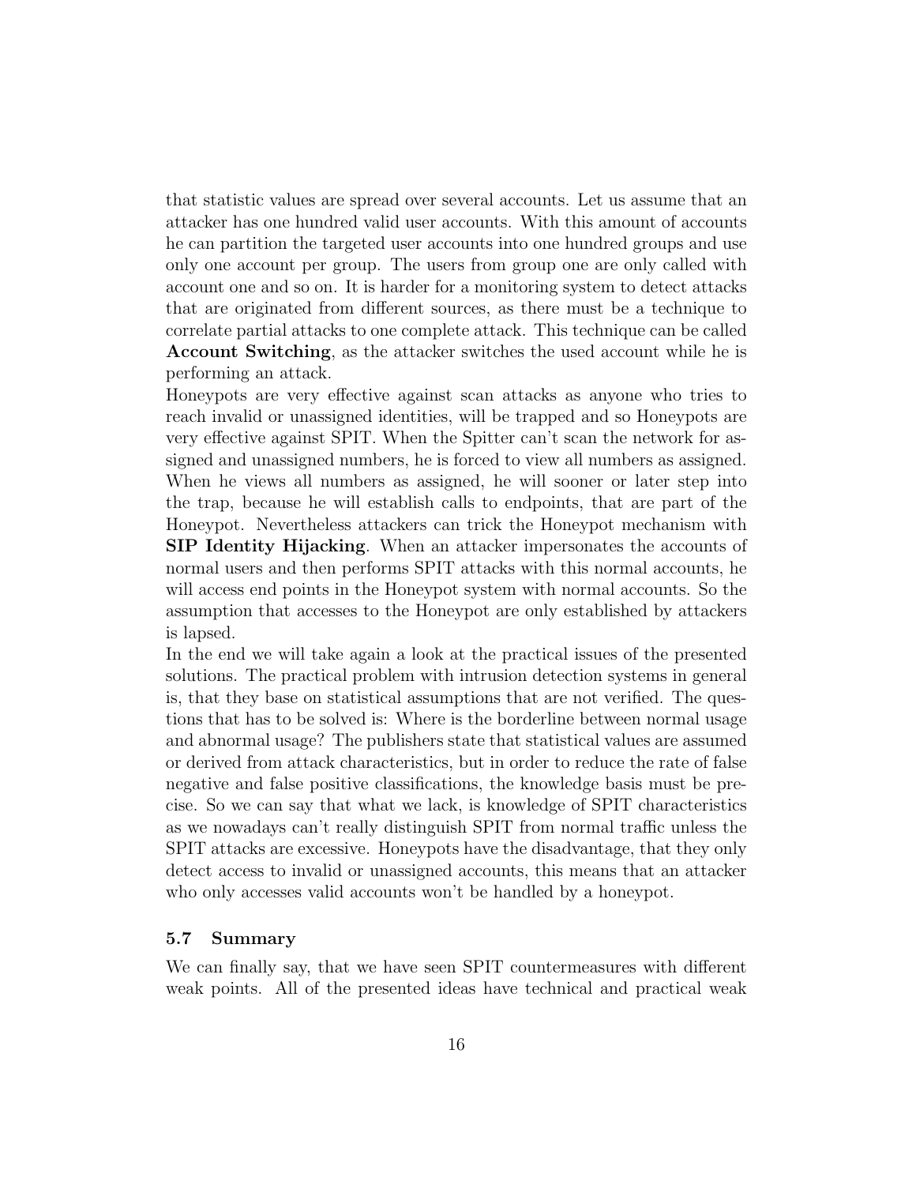that statistic values are spread over several accounts. Let us assume that an attacker has one hundred valid user accounts. With this amount of accounts he can partition the targeted user accounts into one hundred groups and use only one account per group. The users from group one are only called with account one and so on. It is harder for a monitoring system to detect attacks that are originated from different sources, as there must be a technique to correlate partial attacks to one complete attack. This technique can be called **Account Switching**, as the attacker switches the used account while he is performing an attack.
Honeypots are very effective against scan attacks as anyone who tries to reach invalid or unassigned identities, will be trapped and so Honeypots are very effective against SPIT. When the Spitter can't scan the network for assigned and unassigned numbers, he is forced to view all numbers as assigned. When he views all numbers as assigned, he will sooner or later step into the trap, because he will establish calls to endpoints, that are part of the Honeypot. Nevertheless attackers can trick the Honeypot mechanism with **SIP Identity Hijacking**. When an attacker impersonates the accounts of normal users and then performs SPIT attacks with this normal accounts, he will access end points in the Honeypot system with normal accounts. So the assumption that accesses to the Honeypot are only established by attackers is lapsed.
In the end we will take again a look at the practical issues of the presented solutions. The practical problem with intrusion detection systems in general is, that they base on statistical assumptions that are not verified. The questions that has to be solved is: Where is the borderline between normal usage and abnormal usage? The publishers state that statistical values are assumed or derived from attack characteristics, but in order to reduce the rate of false negative and false positive classifications, the knowledge basis must be precise. So we can say that what we lack, is knowledge of SPIT characteristics as we nowadays can't really distinguish SPIT from normal traffic unless the SPIT attacks are excessive. Honeypots have the disadvantage, that they only detect access to invalid or unassigned accounts, this means that an attacker who only accesses valid accounts won't be handled by a honeypot.

### 5.7 Summary

We can finally say, that we have seen SPIT countermeasures with different weak points. All of the presented ideas have technical and practical weak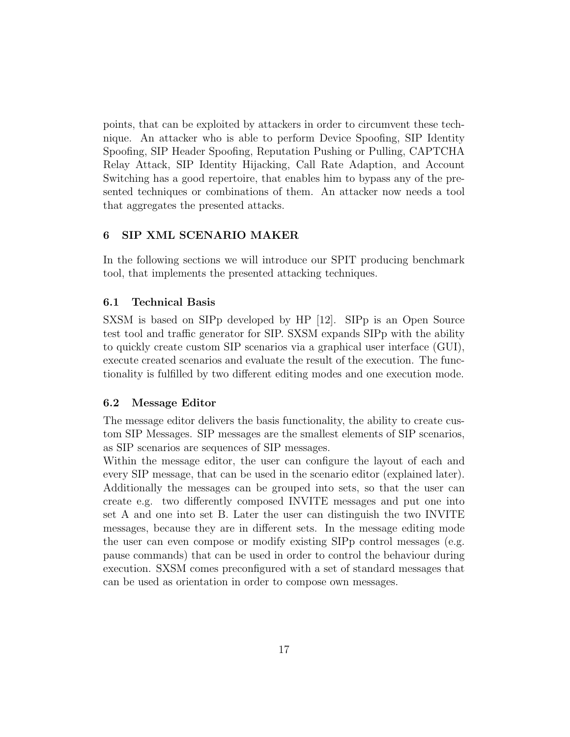points, that can be exploited by attackers in order to circumvent these technique. An attacker who is able to perform Device Spoofing, SIP Identity Spoofing, SIP Header Spoofing, Reputation Pushing or Pulling, CAPTCHA Relay Attack, SIP Identity Hijacking, Call Rate Adaption, and Account Switching has a good repertoire, that enables him to bypass any of the presented techniques or combinations of them. An attacker now needs a tool that aggregates the presented attacks.

## 6 SIP XML SCENARIO MAKER

In the following sections we will introduce our SPIT producing benchmark tool, that implements the presented attacking techniques.

### 6.1 Technical Basis

SXSM is based on SIPp developed by HP [12]. SIPp is an Open Source test tool and traffic generator for SIP. SXSM expands SIPp with the ability to quickly create custom SIP scenarios via a graphical user interface (GUI), execute created scenarios and evaluate the result of the execution. The functionality is fulfilled by two different editing modes and one execution mode.

### 6.2 Message Editor

The message editor delivers the basis functionality, the ability to create custom SIP Messages. SIP messages are the smallest elements of SIP scenarios, as SIP scenarios are sequences of SIP messages.

Within the message editor, the user can configure the layout of each and every SIP message, that can be used in the scenario editor (explained later). Additionally the messages can be grouped into sets, so that the user can create e.g. two differently composed INVITE messages and put one into set A and one into set B. Later the user can distinguish the two INVITE messages, because they are in different sets. In the message editing mode the user can even compose or modify existing SIPp control messages (e.g. pause commands) that can be used in order to control the behaviour during execution. SXSM comes preconfigured with a set of standard messages that can be used as orientation in order to compose own messages.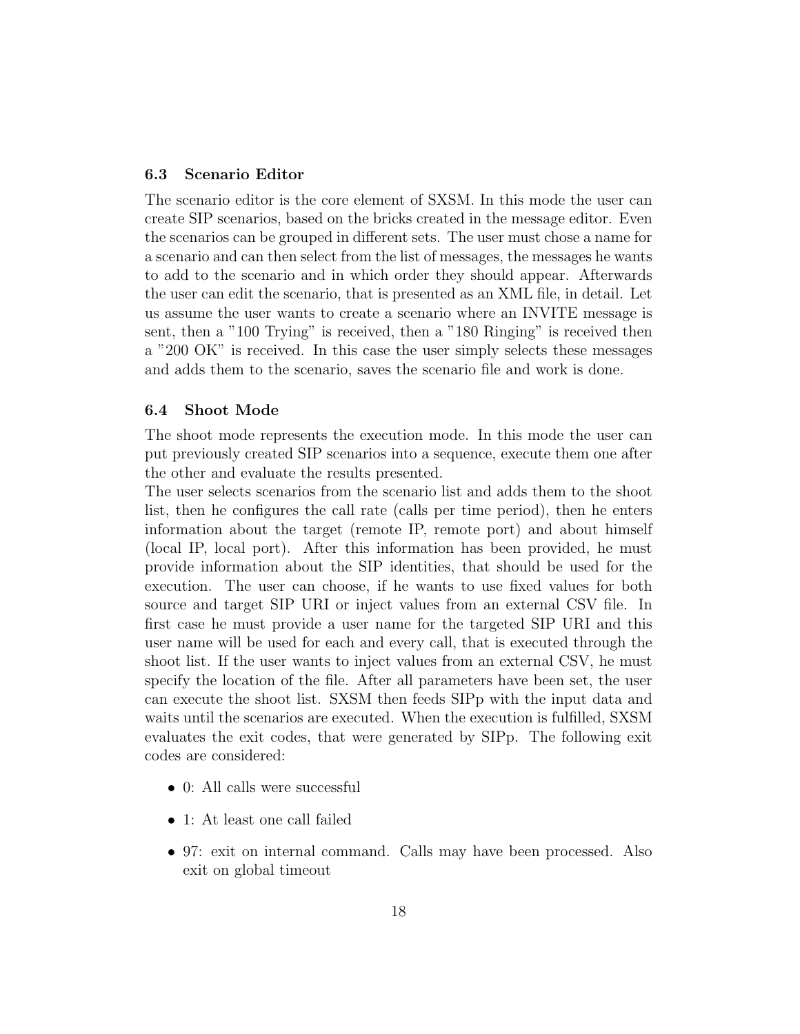### 6.3 Scenario Editor

The scenario editor is the core element of SXSM. In this mode the user can create SIP scenarios, based on the bricks created in the message editor. Even the scenarios can be grouped in different sets. The user must chose a name for a scenario and can then select from the list of messages, the messages he wants to add to the scenario and in which order they should appear. Afterwards the user can edit the scenario, that is presented as an XML file, in detail. Let us assume the user wants to create a scenario where an INVITE message is sent, then a "100 Trying" is received, then a "180 Ringing" is received then a "200 OK" is received. In this case the user simply selects these messages and adds them to the scenario, saves the scenario file and work is done.

### 6.4 Shoot Mode

The shoot mode represents the execution mode. In this mode the user can put previously created SIP scenarios into a sequence, execute them one after the other and evaluate the results presented.

The user selects scenarios from the scenario list and adds them to the shoot list, then he configures the call rate (calls per time period), then he enters information about the target (remote IP, remote port) and about himself (local IP, local port). After this information has been provided, he must provide information about the SIP identities, that should be used for the execution. The user can choose, if he wants to use fixed values for both source and target SIP URI or inject values from an external CSV file. In first case he must provide a user name for the targeted SIP URI and this user name will be used for each and every call, that is executed through the shoot list. If the user wants to inject values from an external CSV, he must specify the location of the file. After all parameters have been set, the user can execute the shoot list. SXSM then feeds SIPp with the input data and waits until the scenarios are executed. When the execution is fulfilled, SXSM evaluates the exit codes, that were generated by SIPp. The following exit codes are considered:

- 0: All calls were successful
- 1: At least one call failed
- 97: exit on internal command. Calls may have been processed. Also exit on global timeout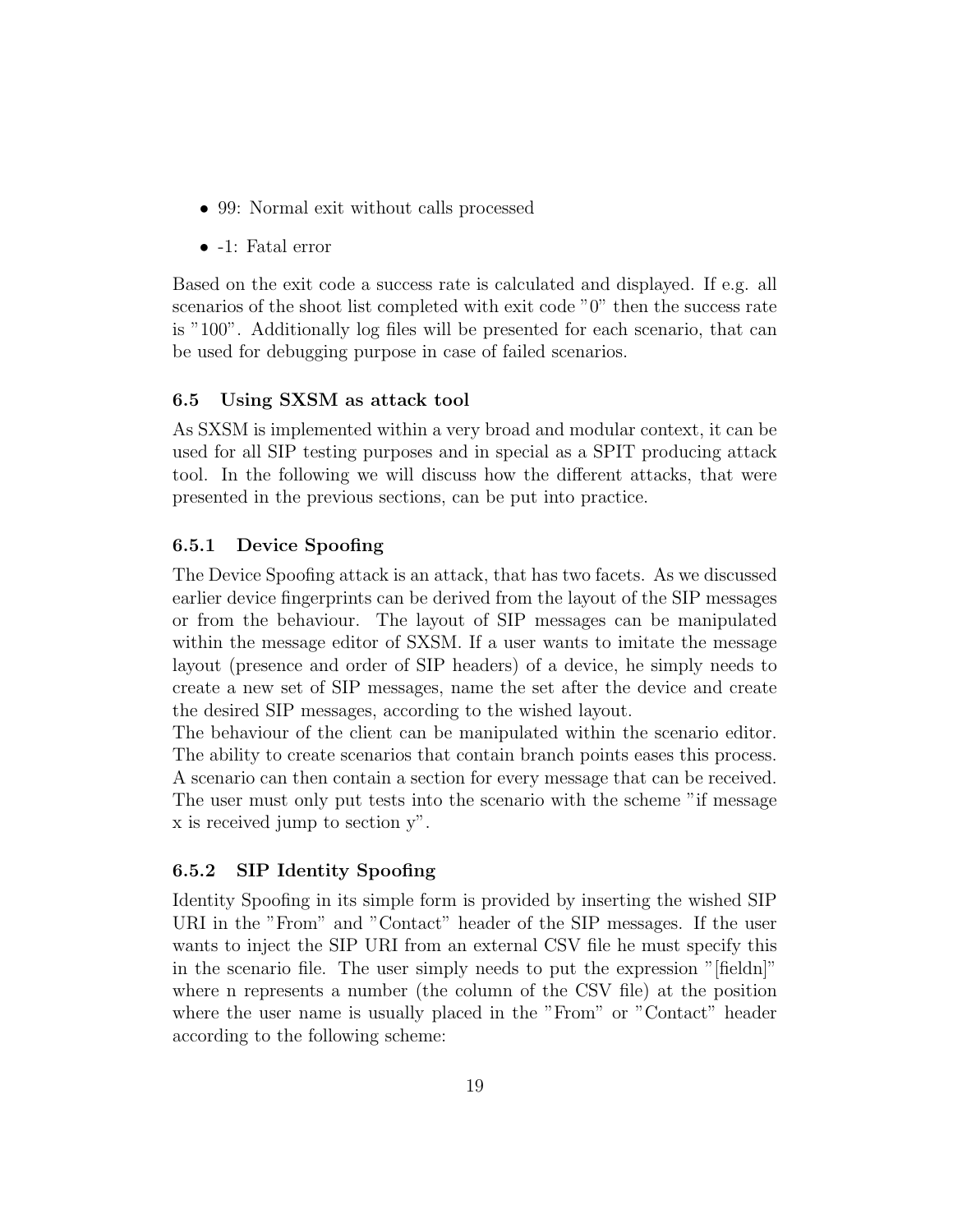- 99: Normal exit without calls processed
- -1: Fatal error

Based on the exit code a success rate is calculated and displayed. If e.g. all scenarios of the shoot list completed with exit code "0" then the success rate is "100". Additionally log files will be presented for each scenario, that can be used for debugging purpose in case of failed scenarios.

### 6.5 Using SXSM as attack tool

As SXSM is implemented within a very broad and modular context, it can be used for all SIP testing purposes and in special as a SPIT producing attack tool. In the following we will discuss how the different attacks, that were presented in the previous sections, can be put into practice.

#### 6.5.1 Device Spoofing

The Device Spoofing attack is an attack, that has two facets. As we discussed earlier device fingerprints can be derived from the layout of the SIP messages or from the behaviour. The layout of SIP messages can be manipulated within the message editor of SXSM. If a user wants to imitate the message layout (presence and order of SIP headers) of a device, he simply needs to create a new set of SIP messages, name the set after the device and create the desired SIP messages, according to the wished layout.

The behaviour of the client can be manipulated within the scenario editor. The ability to create scenarios that contain branch points eases this process. A scenario can then contain a section for every message that can be received. The user must only put tests into the scenario with the scheme "if message x is received jump to section y".

#### 6.5.2 SIP Identity Spoofing

Identity Spoofing in its simple form is provided by inserting the wished SIP URI in the "From" and "Contact" header of the SIP messages. If the user wants to inject the SIP URI from an external CSV file he must specify this in the scenario file. The user simply needs to put the expression "[fieldn]" where n represents a number (the column of the CSV file) at the position where the user name is usually placed in the "From" or "Contact" header according to the following scheme: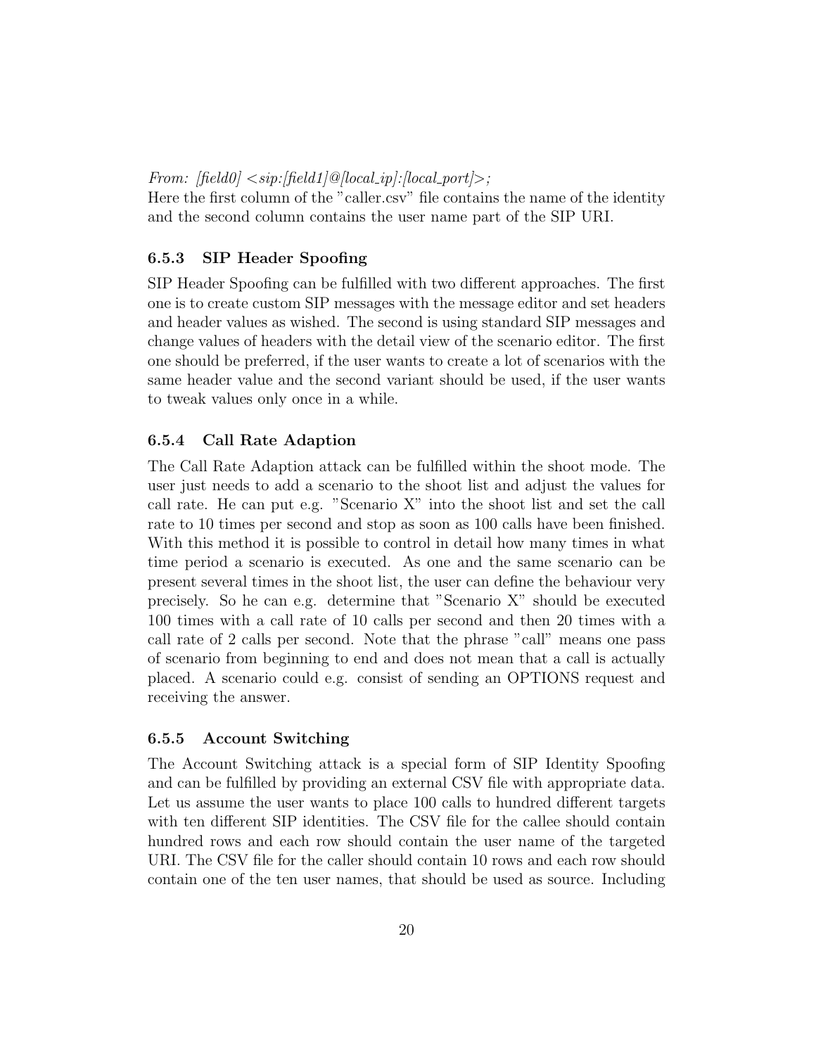*From: [field0] <sip:[field1]@[local_ip]:[local_port]>;*

Here the first column of the "caller.csv" file contains the name of the identity and the second column contains the user name part of the SIP URI.

### 6.5.3 SIP Header Spoofing

SIP Header Spoofing can be fulfilled with two different approaches. The first one is to create custom SIP messages with the message editor and set headers and header values as wished. The second is using standard SIP messages and change values of headers with the detail view of the scenario editor. The first one should be preferred, if the user wants to create a lot of scenarios with the same header value and the second variant should be used, if the user wants to tweak values only once in a while.

### 6.5.4 Call Rate Adaption

The Call Rate Adaption attack can be fulfilled within the shoot mode. The user just needs to add a scenario to the shoot list and adjust the values for call rate. He can put e.g. "Scenario X" into the shoot list and set the call rate to 10 times per second and stop as soon as 100 calls have been finished. With this method it is possible to control in detail how many times in what time period a scenario is executed. As one and the same scenario can be present several times in the shoot list, the user can define the behaviour very precisely. So he can e.g. determine that "Scenario X" should be executed 100 times with a call rate of 10 calls per second and then 20 times with a call rate of 2 calls per second. Note that the phrase "call" means one pass of scenario from beginning to end and does not mean that a call is actually placed. A scenario could e.g. consist of sending an OPTIONS request and receiving the answer.

### 6.5.5 Account Switching

The Account Switching attack is a special form of SIP Identity Spoofing and can be fulfilled by providing an external CSV file with appropriate data. Let us assume the user wants to place 100 calls to hundred different targets with ten different SIP identities. The CSV file for the callee should contain hundred rows and each row should contain the user name of the targeted URI. The CSV file for the caller should contain 10 rows and each row should contain one of the ten user names, that should be used as source. Including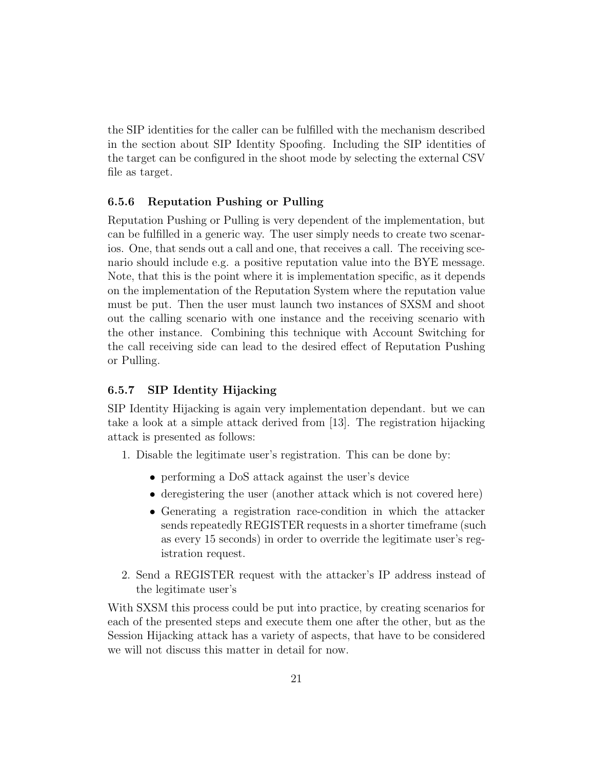the SIP identities for the caller can be fulfilled with the mechanism described in the section about SIP Identity Spoofing. Including the SIP identities of the target can be configured in the shoot mode by selecting the external CSV file as target.

### 6.5.6 Reputation Pushing or Pulling

Reputation Pushing or Pulling is very dependent of the implementation, but can be fulfilled in a generic way. The user simply needs to create two scenarios. One, that sends out a call and one, that receives a call. The receiving scenario should include e.g. a positive reputation value into the BYE message. Note, that this is the point where it is implementation specific, as it depends on the implementation of the Reputation System where the reputation value must be put. Then the user must launch two instances of SXSM and shoot out the calling scenario with one instance and the receiving scenario with the other instance. Combining this technique with Account Switching for the call receiving side can lead to the desired effect of Reputation Pushing or Pulling.

### 6.5.7 SIP Identity Hijacking

SIP Identity Hijacking is again very implementation dependant. but we can take a look at a simple attack derived from [13]. The registration hijacking attack is presented as follows:

1. Disable the legitimate user's registration. This can be done by:
   - performing a DoS attack against the user's device
   - deregistering the user (another attack which is not covered here)
   - Generating a registration race-condition in which the attacker sends repeatedly REGISTER requests in a shorter timeframe (such as every 15 seconds) in order to override the legitimate user's registration request.
2. Send a REGISTER request with the attacker's IP address instead of the legitimate user's

With SXSM this process could be put into practice, by creating scenarios for each of the presented steps and execute them one after the other, but as the Session Hijacking attack has a variety of aspects, that have to be considered we will not discuss this matter in detail for now.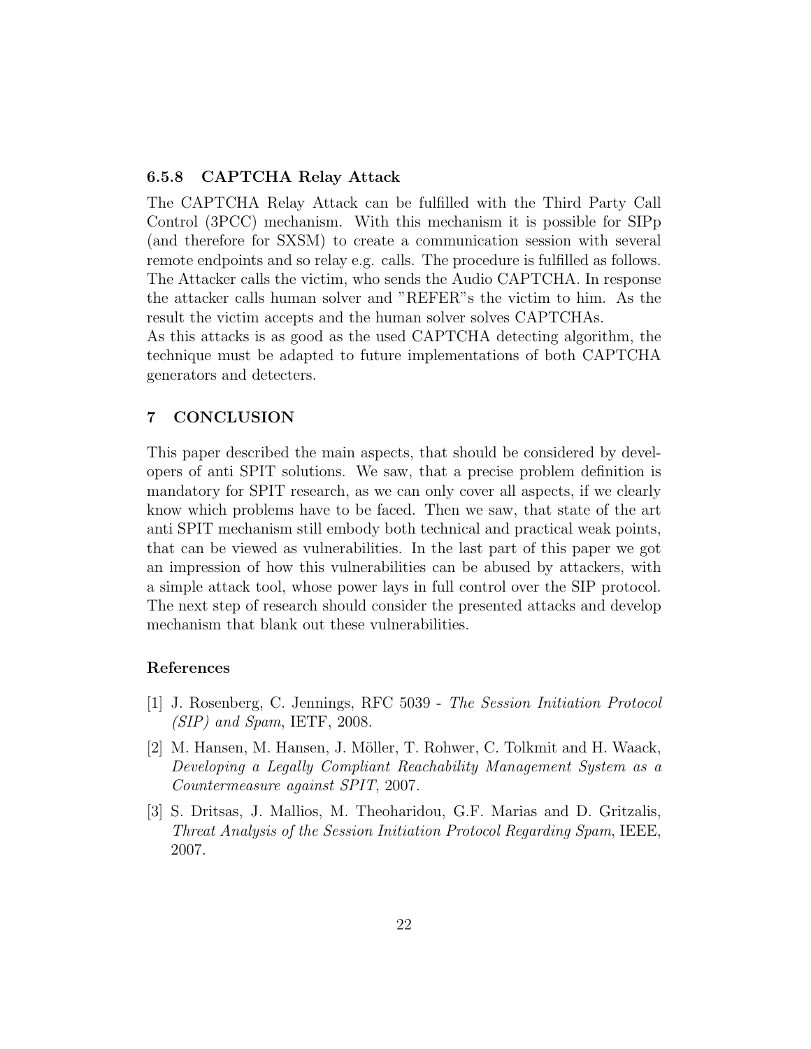#### 6.5.8 CAPTCHA Relay Attack

The CAPTCHA Relay Attack can be fulfilled with the Third Party Call Control (3PCC) mechanism. With this mechanism it is possible for SIPp (and therefore for SXSM) to create a communication session with several remote endpoints and so relay e.g. calls. The procedure is fulfilled as follows. The Attacker calls the victim, who sends the Audio CAPTCHA. In response the attacker calls human solver and "REFER"s the victim to him. As the result the victim accepts and the human solver solves CAPTCHAs.
As this attacks is as good as the used CAPTCHA detecting algorithm, the technique must be adapted to future implementations of both CAPTCHA generators and detecters.

## 7 CONCLUSION

This paper described the main aspects, that should be considered by developers of anti SPIT solutions. We saw, that a precise problem definition is mandatory for SPIT research, as we can only cover all aspects, if we clearly know which problems have to be faced. Then we saw, that state of the art anti SPIT mechanism still embody both technical and practical weak points, that can be viewed as vulnerabilities. In the last part of this paper we got an impression of how this vulnerabilities can be abused by attackers, with a simple attack tool, whose power lays in full control over the SIP protocol. The next step of research should consider the presented attacks and develop mechanism that blank out these vulnerabilities.

### References

[1] J. Rosenberg, C. Jennings, RFC 5039 - *The Session Initiation Protocol (SIP) and Spam*, IETF, 2008.

[2] M. Hansen, M. Hansen, J. Möller, T. Rohwer, C. Tolkmit and H. Waack, *Developing a Legally Compliant Reachability Management System as a Countermeasure against SPIT*, 2007.

[3] S. Dritsas, J. Mallios, M. Theoharidou, G.F. Marias and D. Gritzalis, *Threat Analysis of the Session Initiation Protocol Regarding Spam*, IEEE, 2007.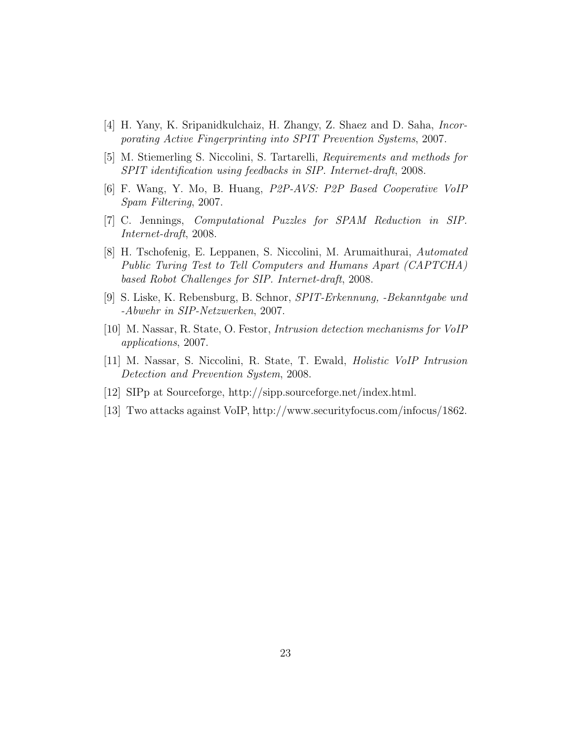[4] H. Yany, K. Sripanidkulchaiz, H. Zhangy, Z. Shaez and D. Saha, *Incorporating Active Fingerprinting into SPIT Prevention Systems*, 2007.

[5] M. Stiemerling S. Niccolini, S. Tartarelli, *Requirements and methods for SPIT identification using feedbacks in SIP. Internet-draft*, 2008.

[6] F. Wang, Y. Mo, B. Huang, *P2P-AVS: P2P Based Cooperative VoIP Spam Filtering*, 2007.

[7] C. Jennings, *Computational Puzzles for SPAM Reduction in SIP. Internet-draft*, 2008.

[8] H. Tschofenig, E. Leppanen, S. Niccolini, M. Arumaithurai, *Automated Public Turing Test to Tell Computers and Humans Apart (CAPTCHA) based Robot Challenges for SIP. Internet-draft*, 2008.

[9] S. Liske, K. Rebensburg, B. Schnor, *SPIT-Erkennung, -Bekanntgabe und -Abwehr in SIP-Netzwerken*, 2007.

[10] M. Nassar, R. State, O. Festor, *Intrusion detection mechanisms for VoIP applications*, 2007.

[11] M. Nassar, S. Niccolini, R. State, T. Ewald, *Holistic VoIP Intrusion Detection and Prevention System*, 2008.

[12] SIPp at Sourceforge, http://sipp.sourceforge.net/index.html.

[13] Two attacks against VoIP, http://www.securityfocus.com/infocus/1862.